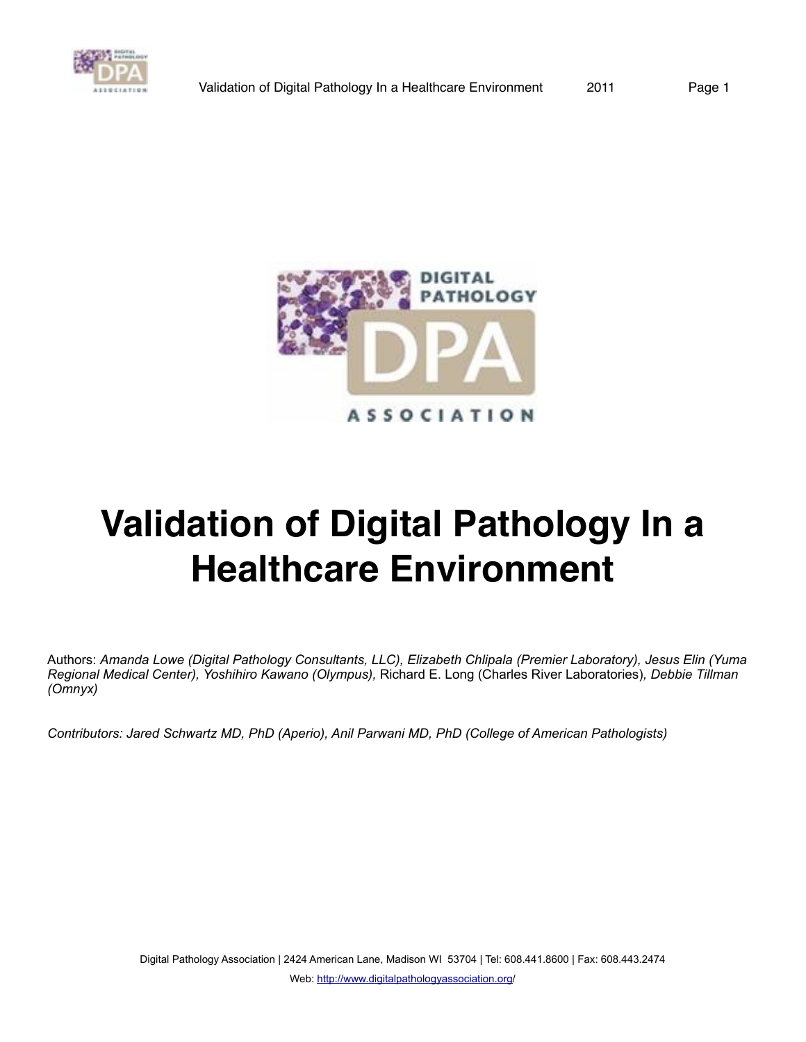# Validation of Digital Pathology In a Healthcare Environment

Authors: *Amanda Lowe (Digital Pathology Consultants, LLC), Elizabeth Chlipala (Premier Laboratory), Jesus Elin (Yuma Regional Medical Center), Yoshihiro Kawano (Olympus),* Richard E. Long (Charles River Laboratories)*, Debbie Tillman (Omnyx)*

*Contributors: Jared Schwartz MD, PhD (Aperio), Anil Parwani MD, PhD (College of American Pathologists)*

Digital Pathology Association | 2424 American Lane, Madison WI 53704 | Tel: 608.441.8600 | Fax: 608.443.2474

Web: http://www.digitalpathologyassociation.org/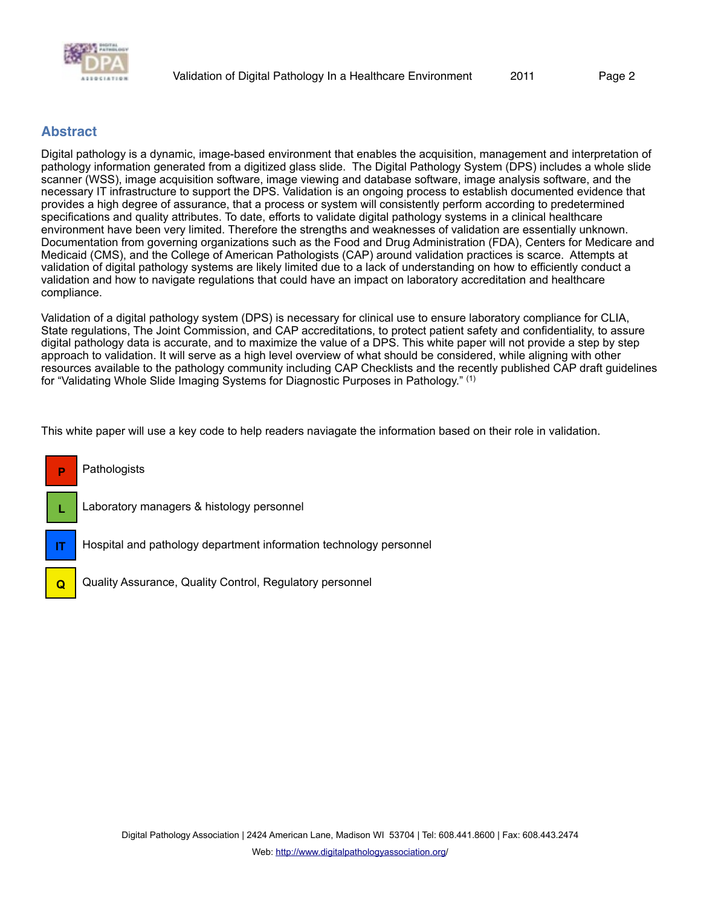## Abstract

Digital pathology is a dynamic, image-based environment that enables the acquisition, management and interpretation of pathology information generated from a digitized glass slide. The Digital Pathology System (DPS) includes a whole slide scanner (WSS), image acquisition software, image viewing and database software, image analysis software, and the necessary IT infrastructure to support the DPS. Validation is an ongoing process to establish documented evidence that provides a high degree of assurance, that a process or system will consistently perform according to predetermined specifications and quality attributes. To date, efforts to validate digital pathology systems in a clinical healthcare environment have been very limited. Therefore the strengths and weaknesses of validation are essentially unknown. Documentation from governing organizations such as the Food and Drug Administration (FDA), Centers for Medicare and Medicaid (CMS), and the College of American Pathologists (CAP) around validation practices is scarce. Attempts at validation of digital pathology systems are likely limited due to a lack of understanding on how to efficiently conduct a validation and how to navigate regulations that could have an impact on laboratory accreditation and healthcare compliance.

Validation of a digital pathology system (DPS) is necessary for clinical use to ensure laboratory compliance for CLIA, State regulations, The Joint Commission, and CAP accreditations, to protect patient safety and confidentiality, to assure digital pathology data is accurate, and to maximize the value of a DPS. This white paper will not provide a step by step approach to validation. It will serve as a high level overview of what should be considered, while aligning with other resources available to the pathology community including CAP Checklists and the recently published CAP draft guidelines for "Validating Whole Slide Imaging Systems for Diagnostic Purposes in Pathology." [1]

This white paper will use a key code to help readers naviagate the information based on their role in validation.

- **P** Pathologists
- **L** Laboratory managers & histology personnel
- **IT** Hospital and pathology department information technology personnel
- **Q** Quality Assurance, Quality Control, Regulatory personnel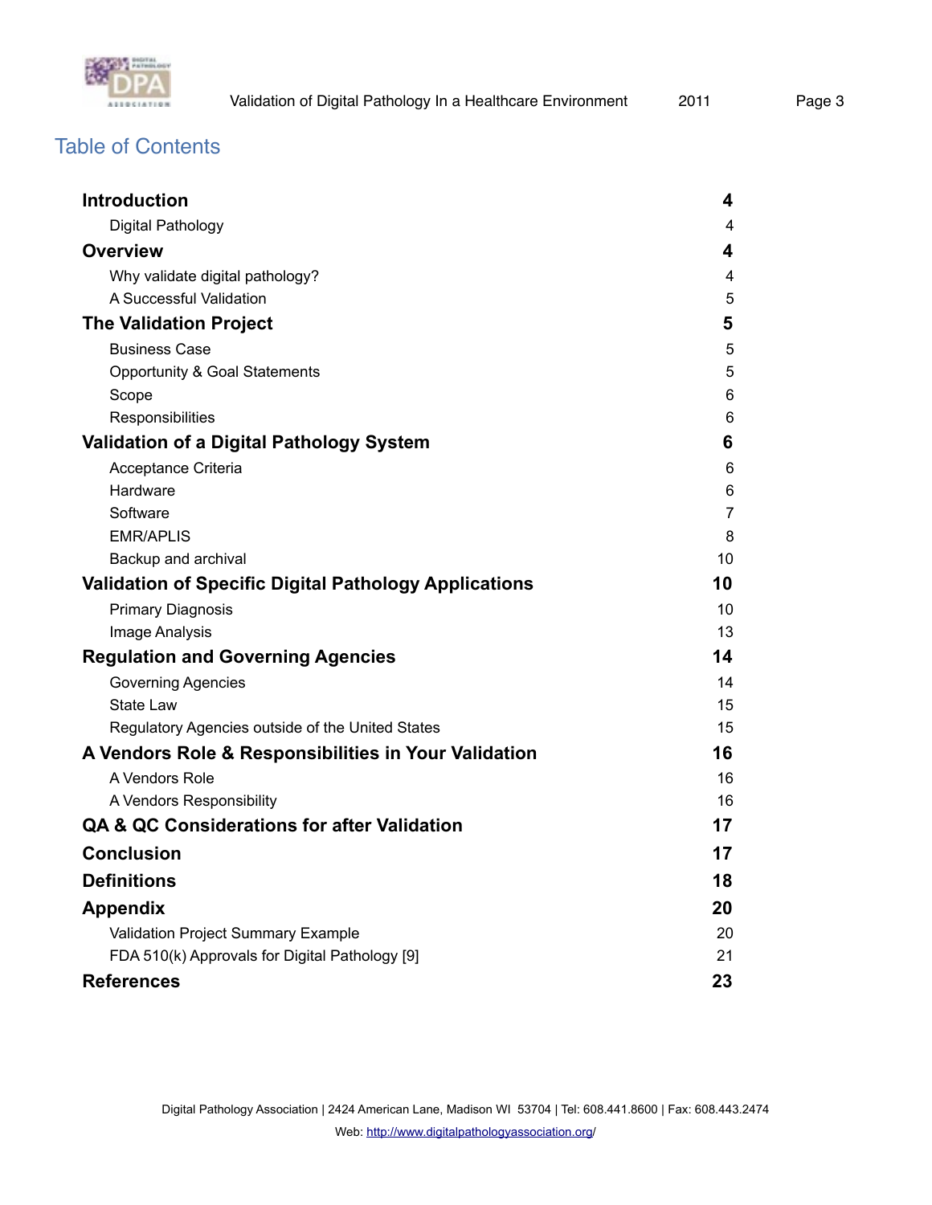## Table of Contents

| | |
|---|---|
| **Introduction** | **4** |
| Digital Pathology | 4 |
| **Overview** | **4** |
| Why validate digital pathology? | 4 |
| A Successful Validation | 5 |
| **The Validation Project** | **5** |
| Business Case | 5 |
| Opportunity & Goal Statements | 5 |
| Scope | 6 |
| Responsibilities | 6 |
| **Validation of a Digital Pathology System** | **6** |
| Acceptance Criteria | 6 |
| Hardware | 6 |
| Software | 7 |
| EMR/APLIS | 8 |
| Backup and archival | 10 |
| **Validation of Specific Digital Pathology Applications** | **10** |
| Primary Diagnosis | 10 |
| Image Analysis | 13 |
| **Regulation and Governing Agencies** | **14** |
| Governing Agencies | 14 |
| State Law | 15 |
| Regulatory Agencies outside of the United States | 15 |
| **A Vendors Role & Responsibilities in Your Validation** | **16** |
| A Vendors Role | 16 |
| A Vendors Responsibility | 16 |
| **QA & QC Considerations for after Validation** | **17** |
| **Conclusion** | **17** |
| **Definitions** | **18** |
| **Appendix** | **20** |
| Validation Project Summary Example | 20 |
| FDA 510(k) Approvals for Digital Pathology [9] | 21 |
| **References** | **23** |

Digital Pathology Association | 2424 American Lane, Madison WI 53704 | Tel: 608.441.8600 | Fax: 608.443.2474

Web: http://www.digitalpathologyassociation.org/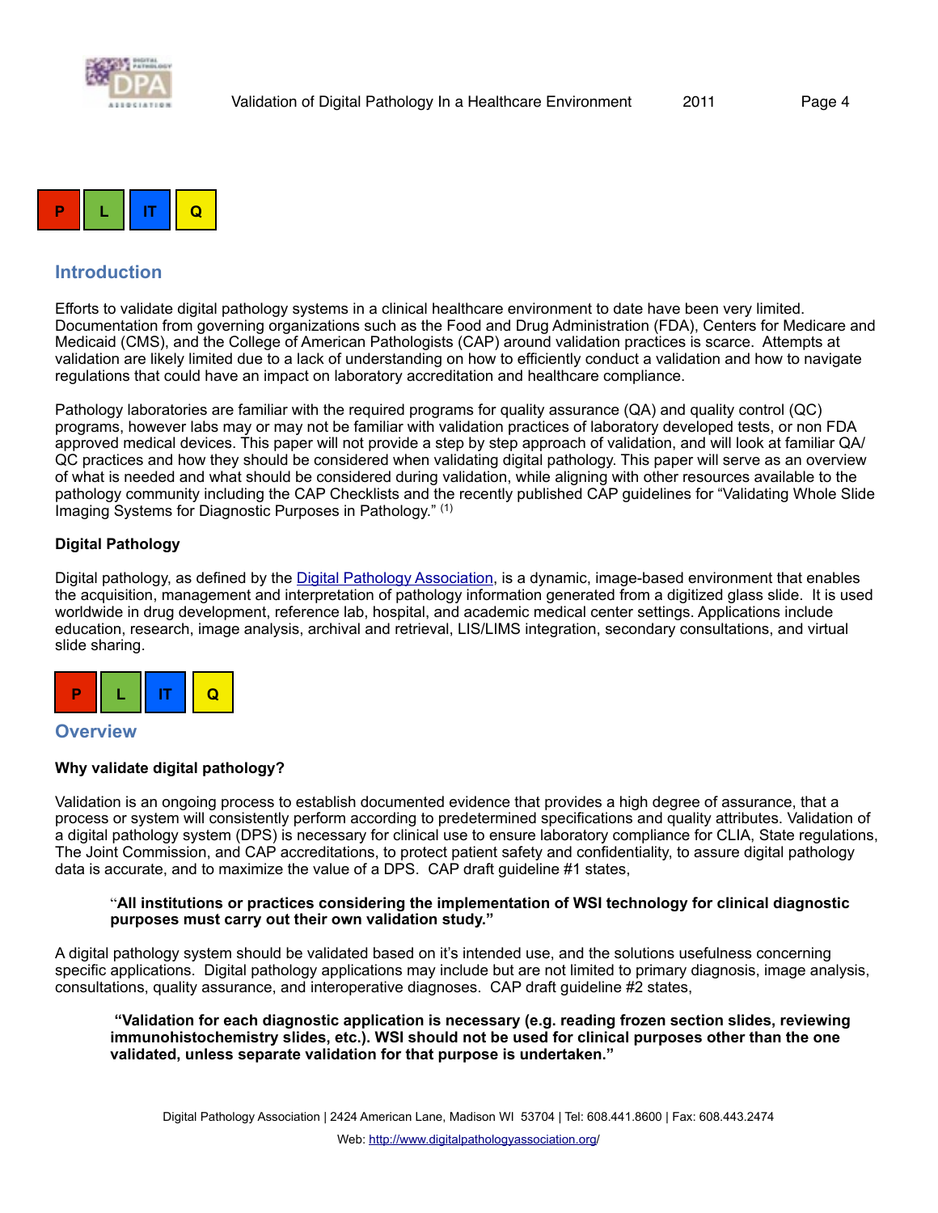P L IT Q

## Introduction

Efforts to validate digital pathology systems in a clinical healthcare environment to date have been very limited. Documentation from governing organizations such as the Food and Drug Administration (FDA), Centers for Medicare and Medicaid (CMS), and the College of American Pathologists (CAP) around validation practices is scarce. Attempts at validation are likely limited due to a lack of understanding on how to efficiently conduct a validation and how to navigate regulations that could have an impact on laboratory accreditation and healthcare compliance.

Pathology laboratories are familiar with the required programs for quality assurance (QA) and quality control (QC) programs, however labs may or may not be familiar with validation practices of laboratory developed tests, or non FDA approved medical devices. This paper will not provide a step by step approach of validation, and will look at familiar QA/QC practices and how they should be considered when validating digital pathology. This paper will serve as an overview of what is needed and what should be considered during validation, while aligning with other resources available to the pathology community including the CAP Checklists and the recently published CAP guidelines for "Validating Whole Slide Imaging Systems for Diagnostic Purposes in Pathology." (1)

### Digital Pathology

Digital pathology, as defined by the Digital Pathology Association, is a dynamic, image-based environment that enables the acquisition, management and interpretation of pathology information generated from a digitized glass slide. It is used worldwide in drug development, reference lab, hospital, and academic medical center settings. Applications include education, research, image analysis, archival and retrieval, LIS/LIMS integration, secondary consultations, and virtual slide sharing.

P L IT Q

## Overview

### Why validate digital pathology?

Validation is an ongoing process to establish documented evidence that provides a high degree of assurance, that a process or system will consistently perform according to predetermined specifications and quality attributes. Validation of a digital pathology system (DPS) is necessary for clinical use to ensure laboratory compliance for CLIA, State regulations, The Joint Commission, and CAP accreditations, to protect patient safety and confidentiality, to assure digital pathology data is accurate, and to maximize the value of a DPS. CAP draft guideline #1 states,

> "**All institutions or practices considering the implementation of WSI technology for clinical diagnostic purposes must carry out their own validation study.**"

A digital pathology system should be validated based on it's intended use, and the solutions usefulness concerning specific applications. Digital pathology applications may include but are not limited to primary diagnosis, image analysis, consultations, quality assurance, and interoperative diagnoses. CAP draft guideline #2 states,

> **"Validation for each diagnostic application is necessary (e.g. reading frozen section slides, reviewing immunohistochemistry slides, etc.). WSI should not be used for clinical purposes other than the one validated, unless separate validation for that purpose is undertaken."**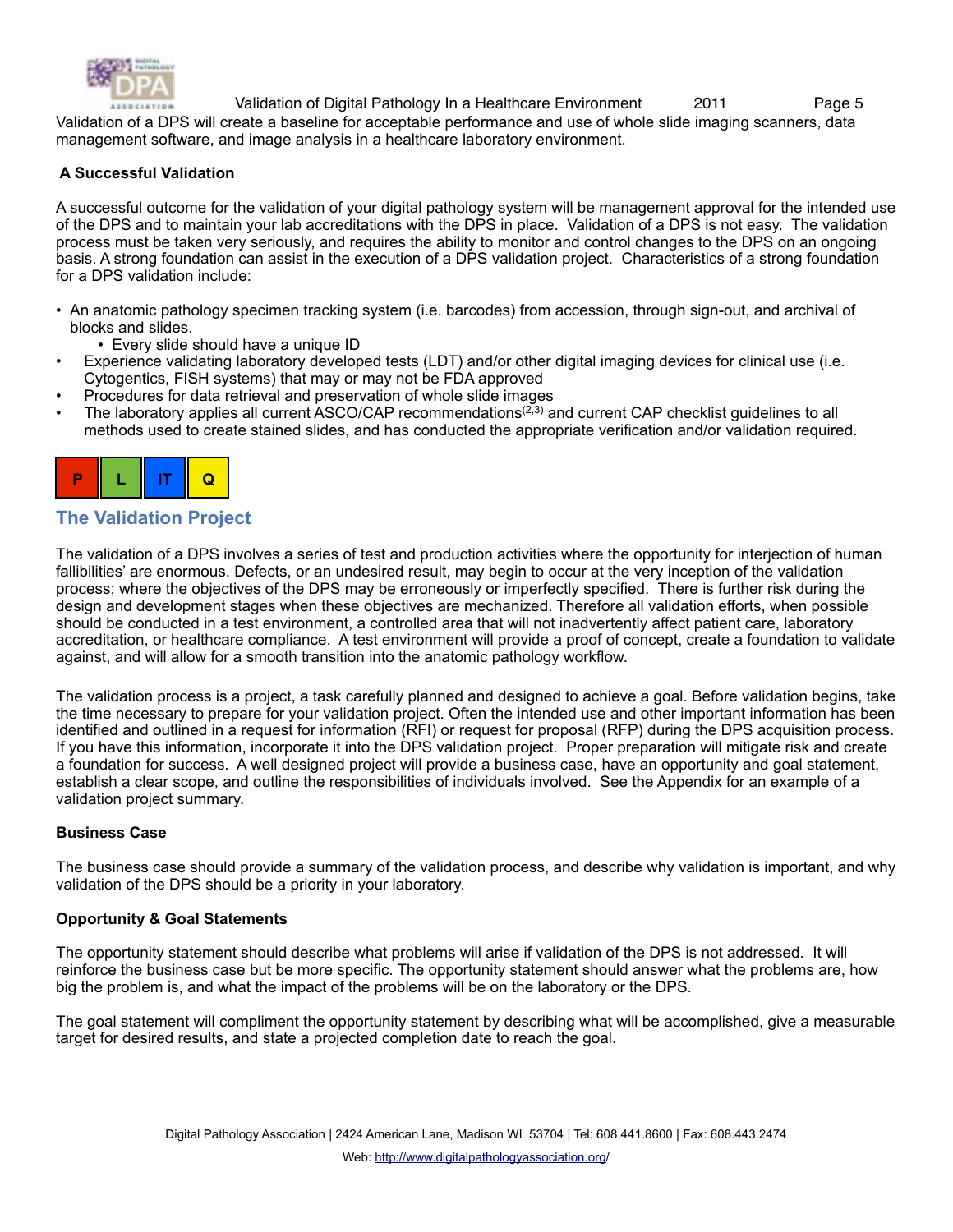Validation of a DPS will create a baseline for acceptable performance and use of whole slide imaging scanners, data management software, and image analysis in a healthcare laboratory environment.

### A Successful Validation

A successful outcome for the validation of your digital pathology system will be management approval for the intended use of the DPS and to maintain your lab accreditations with the DPS in place. Validation of a DPS is not easy. The validation process must be taken very seriously, and requires the ability to monitor and control changes to the DPS on an ongoing basis. A strong foundation can assist in the execution of a DPS validation project. Characteristics of a strong foundation for a DPS validation include:

- An anatomic pathology specimen tracking system (i.e. barcodes) from accession, through sign-out, and archival of blocks and slides.
  - Every slide should have a unique ID
- Experience validating laboratory developed tests (LDT) and/or other digital imaging devices for clinical use (i.e. Cytogentics, FISH systems) that may or may not be FDA approved
- Procedures for data retrieval and preservation of whole slide images
- The laboratory applies all current ASCO/CAP recommendations[2,3] and current CAP checklist guidelines to all methods used to create stained slides, and has conducted the appropriate verification and/or validation required.

| P | L | IT | Q |
|---|---|---|---|

## The Validation Project

The validation of a DPS involves a series of test and production activities where the opportunity for interjection of human fallibilities' are enormous. Defects, or an undesired result, may begin to occur at the very inception of the validation process; where the objectives of the DPS may be erroneously or imperfectly specified. There is further risk during the design and development stages when these objectives are mechanized. Therefore all validation efforts, when possible should be conducted in a test environment, a controlled area that will not inadvertently affect patient care, laboratory accreditation, or healthcare compliance. A test environment will provide a proof of concept, create a foundation to validate against, and will allow for a smooth transition into the anatomic pathology workflow.

The validation process is a project, a task carefully planned and designed to achieve a goal. Before validation begins, take the time necessary to prepare for your validation project. Often the intended use and other important information has been identified and outlined in a request for information (RFI) or request for proposal (RFP) during the DPS acquisition process. If you have this information, incorporate it into the DPS validation project. Proper preparation will mitigate risk and create a foundation for success. A well designed project will provide a business case, have an opportunity and goal statement, establish a clear scope, and outline the responsibilities of individuals involved. See the Appendix for an example of a validation project summary.

### Business Case

The business case should provide a summary of the validation process, and describe why validation is important, and why validation of the DPS should be a priority in your laboratory.

### Opportunity & Goal Statements

The opportunity statement should describe what problems will arise if validation of the DPS is not addressed. It will reinforce the business case but be more specific. The opportunity statement should answer what the problems are, how big the problem is, and what the impact of the problems will be on the laboratory or the DPS.

The goal statement will compliment the opportunity statement by describing what will be accomplished, give a measurable target for desired results, and state a projected completion date to reach the goal.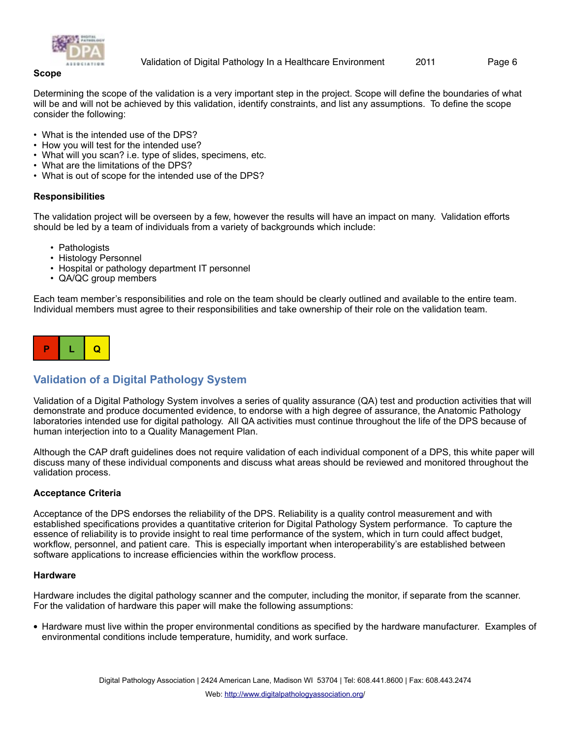### Scope

Determining the scope of the validation is a very important step in the project. Scope will define the boundaries of what will be and will not be achieved by this validation, identify constraints, and list any assumptions. To define the scope consider the following:

- What is the intended use of the DPS?
- How you will test for the intended use?
- What will you scan? i.e. type of slides, specimens, etc.
- What are the limitations of the DPS?
- What is out of scope for the intended use of the DPS?

### Responsibilities

The validation project will be overseen by a few, however the results will have an impact on many. Validation efforts should be led by a team of individuals from a variety of backgrounds which include:

- Pathologists
- Histology Personnel
- Hospital or pathology department IT personnel
- QA/QC group members

Each team member's responsibilities and role on the team should be clearly outlined and available to the entire team. Individual members must agree to their responsibilities and take ownership of their role on the validation team.

| P | L | Q |
|---|---|---|

## Validation of a Digital Pathology System

Validation of a Digital Pathology System involves a series of quality assurance (QA) test and production activities that will demonstrate and produce documented evidence, to endorse with a high degree of assurance, the Anatomic Pathology laboratories intended use for digital pathology. All QA activities must continue throughout the life of the DPS because of human interjection into to a Quality Management Plan.

Although the CAP draft guidelines does not require validation of each individual component of a DPS, this white paper will discuss many of these individual components and discuss what areas should be reviewed and monitored throughout the validation process.

### Acceptance Criteria

Acceptance of the DPS endorses the reliability of the DPS. Reliability is a quality control measurement and with established specifications provides a quantitative criterion for Digital Pathology System performance. To capture the essence of reliability is to provide insight to real time performance of the system, which in turn could affect budget, workflow, personnel, and patient care. This is especially important when interoperability's are established between software applications to increase efficiencies within the workflow process.

### Hardware

Hardware includes the digital pathology scanner and the computer, including the monitor, if separate from the scanner. For the validation of hardware this paper will make the following assumptions:

- Hardware must live within the proper environmental conditions as specified by the hardware manufacturer. Examples of environmental conditions include temperature, humidity, and work surface.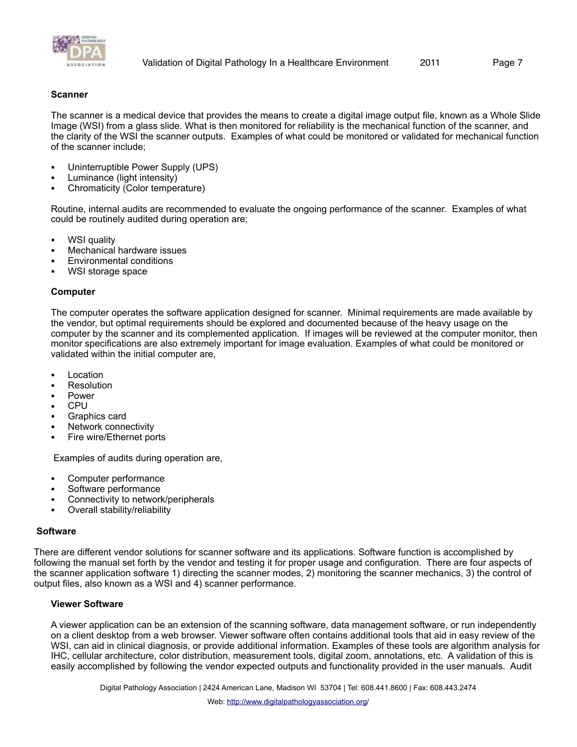### Scanner

The scanner is a medical device that provides the means to create a digital image output file, known as a Whole Slide Image (WSI) from a glass slide. What is then monitored for reliability is the mechanical function of the scanner, and the clarity of the WSI the scanner outputs. Examples of what could be monitored or validated for mechanical function of the scanner include;

- Uninterruptible Power Supply (UPS)
- Luminance (light intensity)
- Chromaticity (Color temperature)

Routine, internal audits are recommended to evaluate the ongoing performance of the scanner. Examples of what could be routinely audited during operation are;

- WSI quality
- Mechanical hardware issues
- Environmental conditions
- WSI storage space

### Computer

The computer operates the software application designed for scanner. Minimal requirements are made available by the vendor, but optimal requirements should be explored and documented because of the heavy usage on the computer by the scanner and its complemented application. If images will be reviewed at the computer monitor, then monitor specifications are also extremely important for image evaluation. Examples of what could be monitored or validated within the initial computer are,

- Location
- Resolution
- Power
- CPU
- Graphics card
- Network connectivity
- Fire wire/Ethernet ports

Examples of audits during operation are,

- Computer performance
- Software performance
- Connectivity to network/peripherals
- Overall stability/reliability

### Software

There are different vendor solutions for scanner software and its applications. Software function is accomplished by following the manual set forth by the vendor and testing it for proper usage and configuration. There are four aspects of the scanner application software 1) directing the scanner modes, 2) monitoring the scanner mechanics, 3) the control of output files, also known as a WSI and 4) scanner performance.

### Viewer Software

A viewer application can be an extension of the scanning software, data management software, or run independently on a client desktop from a web browser. Viewer software often contains additional tools that aid in easy review of the WSI, can aid in clinical diagnosis, or provide additional information. Examples of these tools are algorithm analysis for IHC, cellular architecture, color distribution, measurement tools, digital zoom, annotations, etc. A validation of this is easily accomplished by following the vendor expected outputs and functionality provided in the user manuals. Audit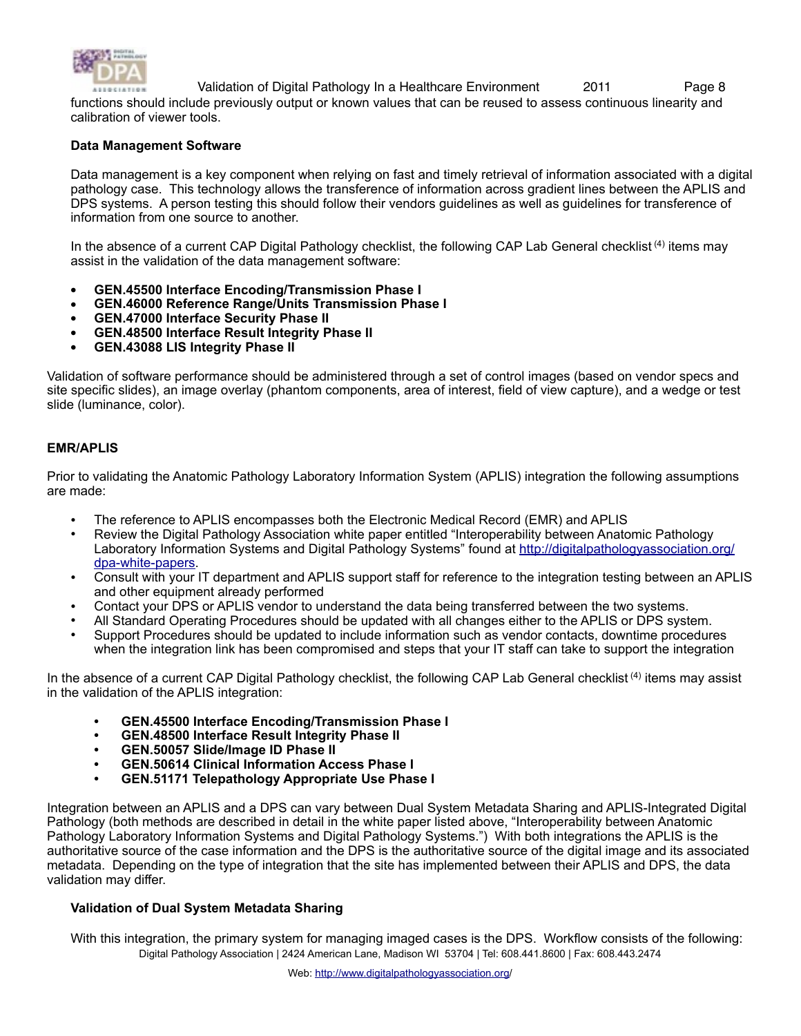functions should include previously output or known values that can be reused to assess continuous linearity and calibration of viewer tools.

**Data Management Software**

Data management is a key component when relying on fast and timely retrieval of information associated with a digital pathology case. This technology allows the transference of information across gradient lines between the APLIS and DPS systems. A person testing this should follow their vendors guidelines as well as guidelines for transference of information from one source to another.

In the absence of a current CAP Digital Pathology checklist, the following CAP Lab General checklist [4] items may assist in the validation of the data management software:

- **GEN.45500 Interface Encoding/Transmission Phase I**
- **GEN.46000 Reference Range/Units Transmission Phase I**
- **GEN.47000 Interface Security Phase II**
- **GEN.48500 Interface Result Integrity Phase II**
- **GEN.43088 LIS Integrity Phase II**

Validation of software performance should be administered through a set of control images (based on vendor specs and site specific slides), an image overlay (phantom components, area of interest, field of view capture), and a wedge or test slide (luminance, color).

**EMR/APLIS**

Prior to validating the Anatomic Pathology Laboratory Information System (APLIS) integration the following assumptions are made:

- The reference to APLIS encompasses both the Electronic Medical Record (EMR) and APLIS
- Review the Digital Pathology Association white paper entitled "Interoperability between Anatomic Pathology Laboratory Information Systems and Digital Pathology Systems" found at http://digitalpathologyassociation.org/dpa-white-papers.
- Consult with your IT department and APLIS support staff for reference to the integration testing between an APLIS and other equipment already performed
- Contact your DPS or APLIS vendor to understand the data being transferred between the two systems.
- All Standard Operating Procedures should be updated with all changes either to the APLIS or DPS system.
- Support Procedures should be updated to include information such as vendor contacts, downtime procedures when the integration link has been compromised and steps that your IT staff can take to support the integration

In the absence of a current CAP Digital Pathology checklist, the following CAP Lab General checklist [4] items may assist in the validation of the APLIS integration:

- **GEN.45500 Interface Encoding/Transmission Phase I**
- **GEN.48500 Interface Result Integrity Phase II**
- **GEN.50057 Slide/Image ID Phase II**
- **GEN.50614 Clinical Information Access Phase I**
- **GEN.51171 Telepathology Appropriate Use Phase I**

Integration between an APLIS and a DPS can vary between Dual System Metadata Sharing and APLIS-Integrated Digital Pathology (both methods are described in detail in the white paper listed above, "Interoperability between Anatomic Pathology Laboratory Information Systems and Digital Pathology Systems.") With both integrations the APLIS is the authoritative source of the case information and the DPS is the authoritative source of the digital image and its associated metadata. Depending on the type of integration that the site has implemented between their APLIS and DPS, the data validation may differ.

**Validation of Dual System Metadata Sharing**

With this integration, the primary system for managing imaged cases is the DPS. Workflow consists of the following: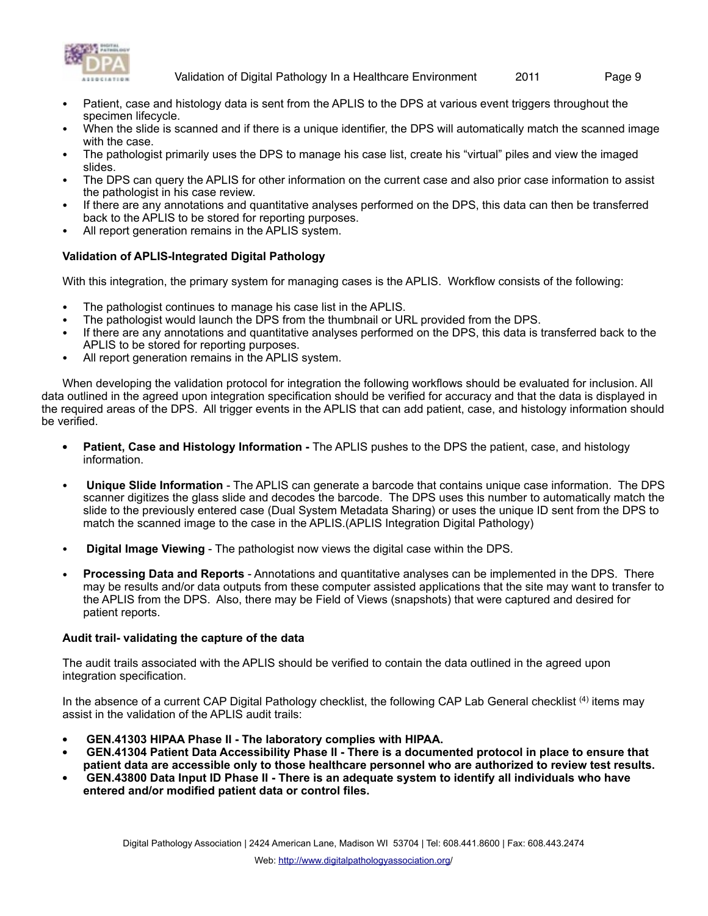- Patient, case and histology data is sent from the APLIS to the DPS at various event triggers throughout the specimen lifecycle.
- When the slide is scanned and if there is a unique identifier, the DPS will automatically match the scanned image with the case.
- The pathologist primarily uses the DPS to manage his case list, create his "virtual" piles and view the imaged slides.
- The DPS can query the APLIS for other information on the current case and also prior case information to assist the pathologist in his case review.
- If there are any annotations and quantitative analyses performed on the DPS, this data can then be transferred back to the APLIS to be stored for reporting purposes.
- All report generation remains in the APLIS system.

**Validation of APLIS-Integrated Digital Pathology**

With this integration, the primary system for managing cases is the APLIS. Workflow consists of the following:

- The pathologist continues to manage his case list in the APLIS.
- The pathologist would launch the DPS from the thumbnail or URL provided from the DPS.
- If there are any annotations and quantitative analyses performed on the DPS, this data is transferred back to the APLIS to be stored for reporting purposes.
- All report generation remains in the APLIS system.

When developing the validation protocol for integration the following workflows should be evaluated for inclusion. All data outlined in the agreed upon integration specification should be verified for accuracy and that the data is displayed in the required areas of the DPS. All trigger events in the APLIS that can add patient, case, and histology information should be verified.

- **Patient, Case and Histology Information -** The APLIS pushes to the DPS the patient, case, and histology information.

- **Unique Slide Information** - The APLIS can generate a barcode that contains unique case information. The DPS scanner digitizes the glass slide and decodes the barcode. The DPS uses this number to automatically match the slide to the previously entered case (Dual System Metadata Sharing) or uses the unique ID sent from the DPS to match the scanned image to the case in the APLIS.(APLIS Integration Digital Pathology)

- **Digital Image Viewing** - The pathologist now views the digital case within the DPS.

- **Processing Data and Reports** - Annotations and quantitative analyses can be implemented in the DPS. There may be results and/or data outputs from these computer assisted applications that the site may want to transfer to the APLIS from the DPS. Also, there may be Field of Views (snapshots) that were captured and desired for patient reports.

**Audit trail- validating the capture of the data**

The audit trails associated with the APLIS should be verified to contain the data outlined in the agreed upon integration specification.

In the absence of a current CAP Digital Pathology checklist, the following CAP Lab General checklist [4] items may assist in the validation of the APLIS audit trails:

- **GEN.41303 HIPAA Phase II - The laboratory complies with HIPAA.**
- **GEN.41304 Patient Data Accessibility Phase II - There is a documented protocol in place to ensure that patient data are accessible only to those healthcare personnel who are authorized to review test results.**
- **GEN.43800 Data Input ID Phase II - There is an adequate system to identify all individuals who have entered and/or modified patient data or control files.**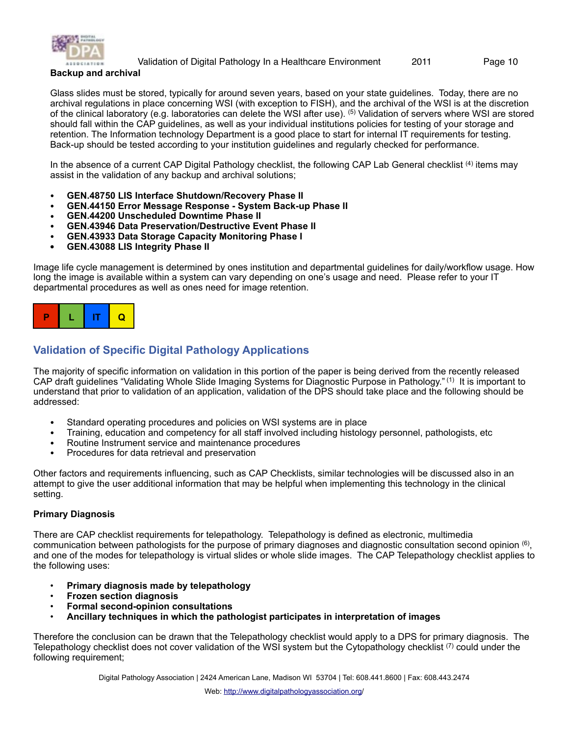### Backup and archival

Glass slides must be stored, typically for around seven years, based on your state guidelines. Today, there are no archival regulations in place concerning WSI (with exception to FISH), and the archival of the WSI is at the discretion of the clinical laboratory (e.g. laboratories can delete the WSI after use). [5] Validation of servers where WSI are stored should fall within the CAP guidelines, as well as your individual institutions policies for testing of your storage and retention. The Information technology Department is a good place to start for internal IT requirements for testing. Back-up should be tested according to your institution guidelines and regularly checked for performance.

In the absence of a current CAP Digital Pathology checklist, the following CAP Lab General checklist [4] items may assist in the validation of any backup and archival solutions;

- **GEN.48750 LIS Interface Shutdown/Recovery Phase II**
- **GEN.44150 Error Message Response - System Back-up Phase II**
- **GEN.44200 Unscheduled Downtime Phase II**
- **GEN.43946 Data Preservation/Destructive Event Phase II**
- **GEN.43933 Data Storage Capacity Monitoring Phase I**
- **GEN.43088 LIS Integrity Phase II**

Image life cycle management is determined by ones institution and departmental guidelines for daily/workflow usage. How long the image is available within a system can vary depending on one's usage and need. Please refer to your IT departmental procedures as well as ones need for image retention.

| P | L | IT | Q |
|---|---|---|---|

## Validation of Specific Digital Pathology Applications

The majority of specific information on validation in this portion of the paper is being derived from the recently released CAP draft guidelines "Validating Whole Slide Imaging Systems for Diagnostic Purpose in Pathology." [1] It is important to understand that prior to validation of an application, validation of the DPS should take place and the following should be addressed:

- Standard operating procedures and policies on WSI systems are in place
- Training, education and competency for all staff involved including histology personnel, pathologists, etc
- Routine Instrument service and maintenance procedures
- Procedures for data retrieval and preservation

Other factors and requirements influencing, such as CAP Checklists, similar technologies will be discussed also in an attempt to give the user additional information that may be helpful when implementing this technology in the clinical setting.

### Primary Diagnosis

There are CAP checklist requirements for telepathology. Telepathology is defined as electronic, multimedia communication between pathologists for the purpose of primary diagnoses and diagnostic consultation second opinion [6], and one of the modes for telepathology is virtual slides or whole slide images. The CAP Telepathology checklist applies to the following uses:

- **Primary diagnosis made by telepathology**
- **Frozen section diagnosis**
- **Formal second-opinion consultations**
- **Ancillary techniques in which the pathologist participates in interpretation of images**

Therefore the conclusion can be drawn that the Telepathology checklist would apply to a DPS for primary diagnosis. The Telepathology checklist does not cover validation of the WSI system but the Cytopathology checklist [7] could under the following requirement;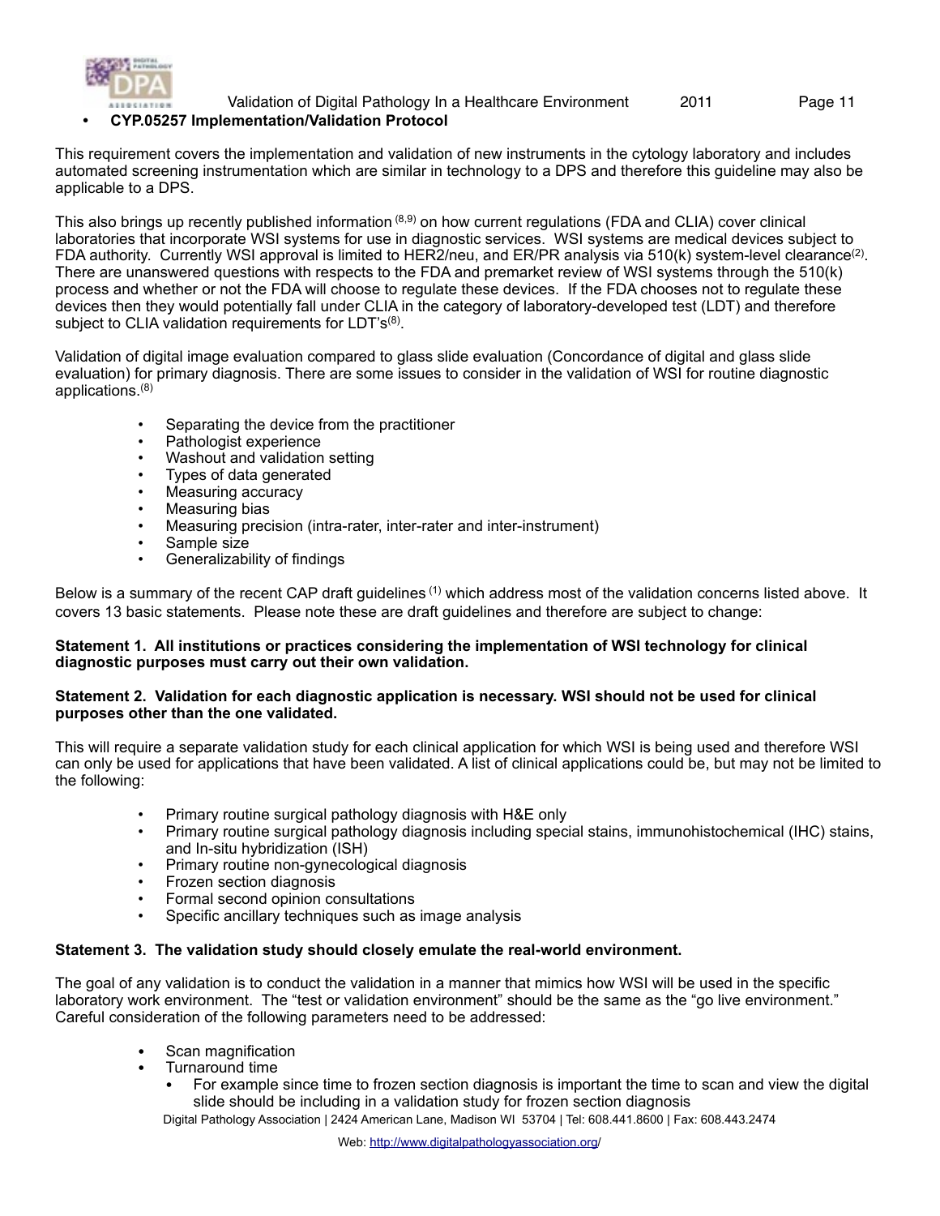- **CYP.05257 Implementation/Validation Protocol**

This requirement covers the implementation and validation of new instruments in the cytology laboratory and includes automated screening instrumentation which are similar in technology to a DPS and therefore this guideline may also be applicable to a DPS.

This also brings up recently published information [8,9] on how current regulations (FDA and CLIA) cover clinical laboratories that incorporate WSI systems for use in diagnostic services. WSI systems are medical devices subject to FDA authority. Currently WSI approval is limited to HER2/neu, and ER/PR analysis via 510(k) system-level clearance[2]. There are unanswered questions with respects to the FDA and premarket review of WSI systems through the 510(k) process and whether or not the FDA will choose to regulate these devices. If the FDA chooses not to regulate these devices then they would potentially fall under CLIA in the category of laboratory-developed test (LDT) and therefore subject to CLIA validation requirements for LDT's[8].

Validation of digital image evaluation compared to glass slide evaluation (Concordance of digital and glass slide evaluation) for primary diagnosis. There are some issues to consider in the validation of WSI for routine diagnostic applications.[8]

- Separating the device from the practitioner
- Pathologist experience
- Washout and validation setting
- Types of data generated
- Measuring accuracy
- Measuring bias
- Measuring precision (intra-rater, inter-rater and inter-instrument)
- Sample size
- Generalizability of findings

Below is a summary of the recent CAP draft guidelines [1] which address most of the validation concerns listed above. It covers 13 basic statements. Please note these are draft guidelines and therefore are subject to change:

**Statement 1. All institutions or practices considering the implementation of WSI technology for clinical diagnostic purposes must carry out their own validation.**

**Statement 2. Validation for each diagnostic application is necessary. WSI should not be used for clinical purposes other than the one validated.**

This will require a separate validation study for each clinical application for which WSI is being used and therefore WSI can only be used for applications that have been validated. A list of clinical applications could be, but may not be limited to the following:

- Primary routine surgical pathology diagnosis with H&E only
- Primary routine surgical pathology diagnosis including special stains, immunohistochemical (IHC) stains, and In-situ hybridization (ISH)
- Primary routine non-gynecological diagnosis
- Frozen section diagnosis
- Formal second opinion consultations
- Specific ancillary techniques such as image analysis

**Statement 3. The validation study should closely emulate the real-world environment.**

The goal of any validation is to conduct the validation in a manner that mimics how WSI will be used in the specific laboratory work environment. The "test or validation environment" should be the same as the "go live environment." Careful consideration of the following parameters need to be addressed:

- Scan magnification
- Turnaround time
  - For example since time to frozen section diagnosis is important the time to scan and view the digital slide should be including in a validation study for frozen section diagnosis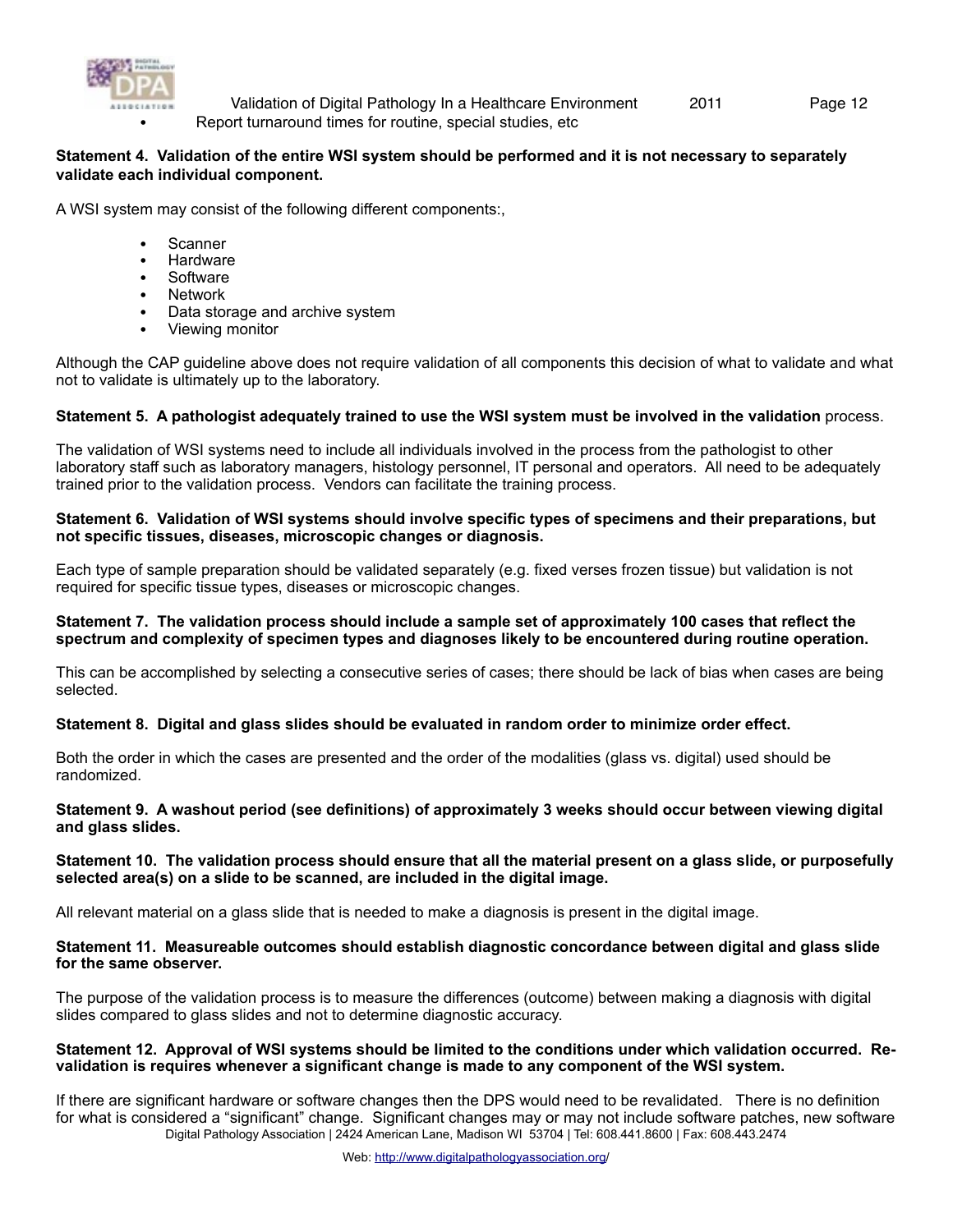- Report turnaround times for routine, special studies, etc

**Statement 4. Validation of the entire WSI system should be performed and it is not necessary to separately validate each individual component.**

A WSI system may consist of the following different components:,

- Scanner
- Hardware
- Software
- Network
- Data storage and archive system
- Viewing monitor

Although the CAP guideline above does not require validation of all components this decision of what to validate and what not to validate is ultimately up to the laboratory.

**Statement 5. A pathologist adequately trained to use the WSI system must be involved in the validation** process.

The validation of WSI systems need to include all individuals involved in the process from the pathologist to other laboratory staff such as laboratory managers, histology personnel, IT personal and operators. All need to be adequately trained prior to the validation process. Vendors can facilitate the training process.

**Statement 6. Validation of WSI systems should involve specific types of specimens and their preparations, but not specific tissues, diseases, microscopic changes or diagnosis.**

Each type of sample preparation should be validated separately (e.g. fixed verses frozen tissue) but validation is not required for specific tissue types, diseases or microscopic changes.

**Statement 7. The validation process should include a sample set of approximately 100 cases that reflect the spectrum and complexity of specimen types and diagnoses likely to be encountered during routine operation.**

This can be accomplished by selecting a consecutive series of cases; there should be lack of bias when cases are being selected.

**Statement 8. Digital and glass slides should be evaluated in random order to minimize order effect.**

Both the order in which the cases are presented and the order of the modalities (glass vs. digital) used should be randomized.

**Statement 9. A washout period (see definitions) of approximately 3 weeks should occur between viewing digital and glass slides.**

**Statement 10. The validation process should ensure that all the material present on a glass slide, or purposefully selected area(s) on a slide to be scanned, are included in the digital image.**

All relevant material on a glass slide that is needed to make a diagnosis is present in the digital image.

**Statement 11. Measureable outcomes should establish diagnostic concordance between digital and glass slide for the same observer.**

The purpose of the validation process is to measure the differences (outcome) between making a diagnosis with digital slides compared to glass slides and not to determine diagnostic accuracy.

**Statement 12. Approval of WSI systems should be limited to the conditions under which validation occurred. Re-validation is requires whenever a significant change is made to any component of the WSI system.**

If there are significant hardware or software changes then the DPS would need to be revalidated. There is no definition for what is considered a "significant" change. Significant changes may or may not include software patches, new software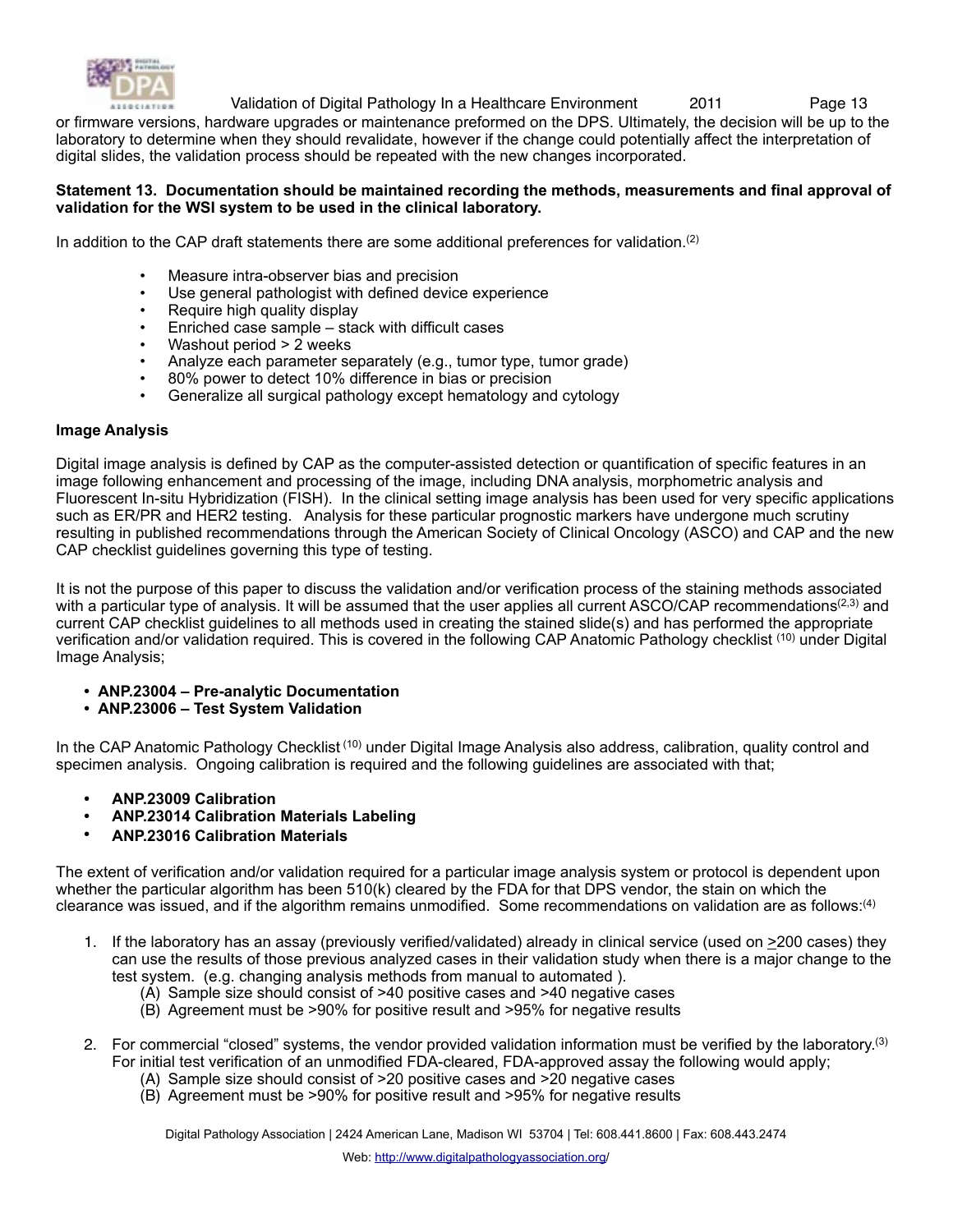or firmware versions, hardware upgrades or maintenance preformed on the DPS. Ultimately, the decision will be up to the laboratory to determine when they should revalidate, however if the change could potentially affect the interpretation of digital slides, the validation process should be repeated with the new changes incorporated.

**Statement 13. Documentation should be maintained recording the methods, measurements and final approval of validation for the WSI system to be used in the clinical laboratory.**

In addition to the CAP draft statements there are some additional preferences for validation.[2]

- Measure intra-observer bias and precision
- Use general pathologist with defined device experience
- Require high quality display
- Enriched case sample – stack with difficult cases
- Washout period > 2 weeks
- Analyze each parameter separately (e.g., tumor type, tumor grade)
- 80% power to detect 10% difference in bias or precision
- Generalize all surgical pathology except hematology and cytology

**Image Analysis**

Digital image analysis is defined by CAP as the computer-assisted detection or quantification of specific features in an image following enhancement and processing of the image, including DNA analysis, morphometric analysis and Fluorescent In-situ Hybridization (FISH). In the clinical setting image analysis has been used for very specific applications such as ER/PR and HER2 testing. Analysis for these particular prognostic markers have undergone much scrutiny resulting in published recommendations through the American Society of Clinical Oncology (ASCO) and CAP and the new CAP checklist guidelines governing this type of testing.

It is not the purpose of this paper to discuss the validation and/or verification process of the staining methods associated with a particular type of analysis. It will be assumed that the user applies all current ASCO/CAP recommendations[2,3] and current CAP checklist guidelines to all methods used in creating the stained slide(s) and has performed the appropriate verification and/or validation required. This is covered in the following CAP Anatomic Pathology checklist [10] under Digital Image Analysis;

- **ANP.23004 – Pre-analytic Documentation**
- **ANP.23006 – Test System Validation**

In the CAP Anatomic Pathology Checklist [10] under Digital Image Analysis also address, calibration, quality control and specimen analysis. Ongoing calibration is required and the following guidelines are associated with that;

- **ANP.23009 Calibration**
- **ANP.23014 Calibration Materials Labeling**
- **ANP.23016 Calibration Materials**

The extent of verification and/or validation required for a particular image analysis system or protocol is dependent upon whether the particular algorithm has been 510(k) cleared by the FDA for that DPS vendor, the stain on which the clearance was issued, and if the algorithm remains unmodified. Some recommendations on validation are as follows:[4]

1. If the laboratory has an assay (previously verified/validated) already in clinical service (used on ≥200 cases) they can use the results of those previous analyzed cases in their validation study when there is a major change to the test system. (e.g. changing analysis methods from manual to automated ).
   (A) Sample size should consist of >40 positive cases and >40 negative cases
   (B) Agreement must be >90% for positive result and >95% for negative results

2. For commercial "closed" systems, the vendor provided validation information must be verified by the laboratory.[3] For initial test verification of an unmodified FDA-cleared, FDA-approved assay the following would apply;
   (A) Sample size should consist of >20 positive cases and >20 negative cases
   (B) Agreement must be >90% for positive result and >95% for negative results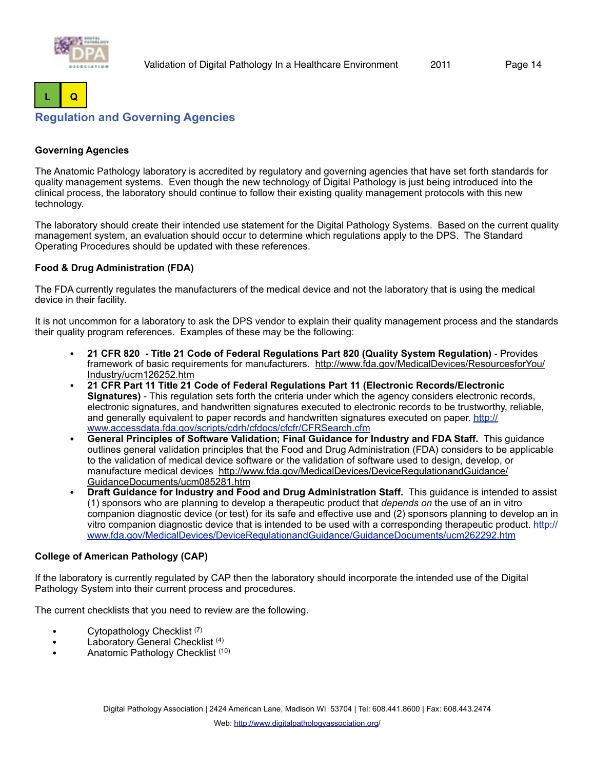L | Q

## Regulation and Governing Agencies

### Governing Agencies

The Anatomic Pathology laboratory is accredited by regulatory and governing agencies that have set forth standards for quality management systems. Even though the new technology of Digital Pathology is just being introduced into the clinical process, the laboratory should continue to follow their existing quality management protocols with this new technology.

The laboratory should create their intended use statement for the Digital Pathology Systems. Based on the current quality management system, an evaluation should occur to determine which regulations apply to the DPS. The Standard Operating Procedures should be updated with these references.

### Food & Drug Administration (FDA)

The FDA currently regulates the manufacturers of the medical device and not the laboratory that is using the medical device in their facility.

It is not uncommon for a laboratory to ask the DPS vendor to explain their quality management process and the standards their quality program references. Examples of these may be the following:

- **21 CFR 820 - Title 21 Code of Federal Regulations Part 820 (Quality System Regulation)** - Provides framework of basic requirements for manufacturers. http://www.fda.gov/MedicalDevices/ResourcesforYou/Industry/ucm126252.htm
- **21 CFR Part 11 Title 21 Code of Federal Regulations Part 11 (Electronic Records/Electronic Signatures)** - This regulation sets forth the criteria under which the agency considers electronic records, electronic signatures, and handwritten signatures executed to electronic records to be trustworthy, reliable, and generally equivalent to paper records and handwritten signatures executed on paper. http://www.accessdata.fda.gov/scripts/cdrh/cfdocs/cfcfr/CFRSearch.cfm
- **General Principles of Software Validation; Final Guidance for Industry and FDA Staff.** This guidance outlines general validation principles that the Food and Drug Administration (FDA) considers to be applicable to the validation of medical device software or the validation of software used to design, develop, or manufacture medical devices http://www.fda.gov/MedicalDevices/DeviceRegulationandGuidance/GuidanceDocuments/ucm085281.htm
- **Draft Guidance for Industry and Food and Drug Administration Staff.** This guidance is intended to assist (1) sponsors who are planning to develop a therapeutic product that *depends on* the use of an in vitro companion diagnostic device (or test) for its safe and effective use and (2) sponsors planning to develop an in vitro companion diagnostic device that is intended to be used with a corresponding therapeutic product. http://www.fda.gov/MedicalDevices/DeviceRegulationandGuidance/GuidanceDocuments/ucm262292.htm

### College of American Pathology (CAP)

If the laboratory is currently regulated by CAP then the laboratory should incorporate the intended use of the Digital Pathology System into their current process and procedures.

The current checklists that you need to review are the following.

- Cytopathology Checklist (7)
- Laboratory General Checklist (4)
- Anatomic Pathology Checklist (10)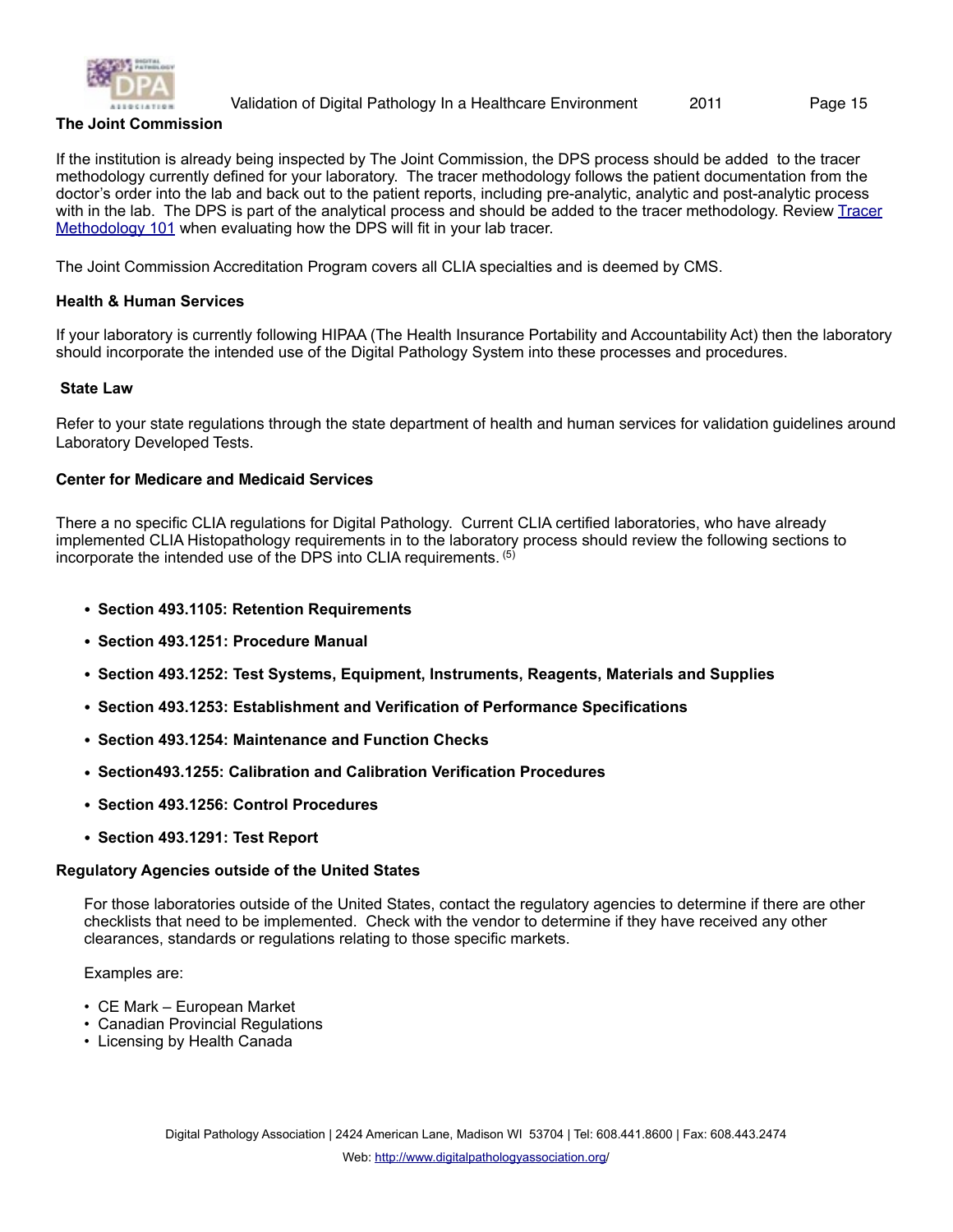### The Joint Commission

If the institution is already being inspected by The Joint Commission, the DPS process should be added to the tracer methodology currently defined for your laboratory. The tracer methodology follows the patient documentation from the doctor's order into the lab and back out to the patient reports, including pre-analytic, analytic and post-analytic process with in the lab. The DPS is part of the analytical process and should be added to the tracer methodology. Review [Tracer Methodology 101] when evaluating how the DPS will fit in your lab tracer.

The Joint Commission Accreditation Program covers all CLIA specialties and is deemed by CMS.

### Health & Human Services

If your laboratory is currently following HIPAA (The Health Insurance Portability and Accountability Act) then the laboratory should incorporate the intended use of the Digital Pathology System into these processes and procedures.

### State Law

Refer to your state regulations through the state department of health and human services for validation guidelines around Laboratory Developed Tests.

### Center for Medicare and Medicaid Services

There a no specific CLIA regulations for Digital Pathology. Current CLIA certified laboratories, who have already implemented CLIA Histopathology requirements in to the laboratory process should review the following sections to incorporate the intended use of the DPS into CLIA requirements. (5)

- **Section 493.1105: Retention Requirements**
- **Section 493.1251: Procedure Manual**
- **Section 493.1252: Test Systems, Equipment, Instruments, Reagents, Materials and Supplies**
- **Section 493.1253: Establishment and Verification of Performance Specifications**
- **Section 493.1254: Maintenance and Function Checks**
- **Section493.1255: Calibration and Calibration Verification Procedures**
- **Section 493.1256: Control Procedures**
- **Section 493.1291: Test Report**

### Regulatory Agencies outside of the United States

For those laboratories outside of the United States, contact the regulatory agencies to determine if there are other checklists that need to be implemented. Check with the vendor to determine if they have received any other clearances, standards or regulations relating to those specific markets.

Examples are:

- CE Mark – European Market
- Canadian Provincial Regulations
- Licensing by Health Canada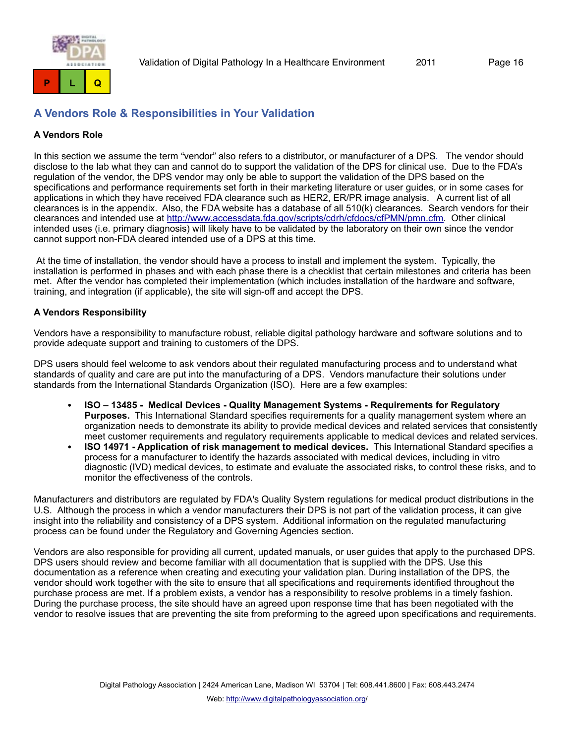## A Vendors Role & Responsibilities in Your Validation

### A Vendors Role

In this section we assume the term "vendor" also refers to a distributor, or manufacturer of a DPS. The vendor should disclose to the lab what they can and cannot do to support the validation of the DPS for clinical use. Due to the FDA's regulation of the vendor, the DPS vendor may only be able to support the validation of the DPS based on the specifications and performance requirements set forth in their marketing literature or user guides, or in some cases for applications in which they have received FDA clearance such as HER2, ER/PR image analysis. A current list of all clearances is in the appendix. Also, the FDA website has a database of all 510(k) clearances. Search vendors for their clearances and intended use at http://www.accessdata.fda.gov/scripts/cdrh/cfdocs/cfPMN/pmn.cfm. Other clinical intended uses (i.e. primary diagnosis) will likely have to be validated by the laboratory on their own since the vendor cannot support non-FDA cleared intended use of a DPS at this time.

At the time of installation, the vendor should have a process to install and implement the system. Typically, the installation is performed in phases and with each phase there is a checklist that certain milestones and criteria has been met. After the vendor has completed their implementation (which includes installation of the hardware and software, training, and integration (if applicable), the site will sign-off and accept the DPS.

### A Vendors Responsibility

Vendors have a responsibility to manufacture robust, reliable digital pathology hardware and software solutions and to provide adequate support and training to customers of the DPS.

DPS users should feel welcome to ask vendors about their regulated manufacturing process and to understand what standards of quality and care are put into the manufacturing of a DPS. Vendors manufacture their solutions under standards from the International Standards Organization (ISO). Here are a few examples:

- **ISO – 13485 - Medical Devices - Quality Management Systems - Requirements for Regulatory Purposes.** This International Standard specifies requirements for a quality management system where an organization needs to demonstrate its ability to provide medical devices and related services that consistently meet customer requirements and regulatory requirements applicable to medical devices and related services.
- **ISO 14971 - Application of risk management to medical devices.** This International Standard specifies a process for a manufacturer to identify the hazards associated with medical devices, including in vitro diagnostic (IVD) medical devices, to estimate and evaluate the associated risks, to control these risks, and to monitor the effectiveness of the controls.

Manufacturers and distributors are regulated by FDA's Quality System regulations for medical product distributions in the U.S. Although the process in which a vendor manufacturers their DPS is not part of the validation process, it can give insight into the reliability and consistency of a DPS system. Additional information on the regulated manufacturing process can be found under the Regulatory and Governing Agencies section.

Vendors are also responsible for providing all current, updated manuals, or user guides that apply to the purchased DPS. DPS users should review and become familiar with all documentation that is supplied with the DPS. Use this documentation as a reference when creating and executing your validation plan. During installation of the DPS, the vendor should work together with the site to ensure that all specifications and requirements identified throughout the purchase process are met. If a problem exists, a vendor has a responsibility to resolve problems in a timely fashion. During the purchase process, the site should have an agreed upon response time that has been negotiated with the vendor to resolve issues that are preventing the site from preforming to the agreed upon specifications and requirements.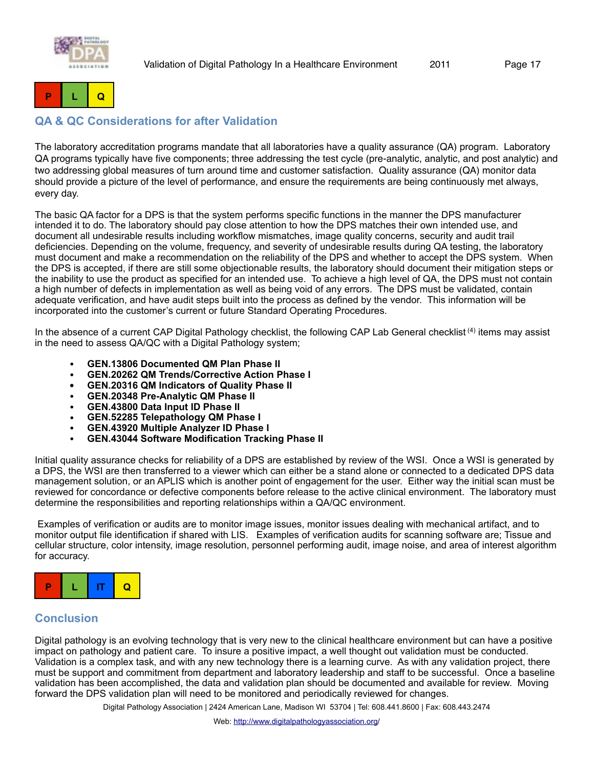| P | L | Q |
|---|---|---|

## QA & QC Considerations for after Validation

The laboratory accreditation programs mandate that all laboratories have a quality assurance (QA) program. Laboratory QA programs typically have five components; three addressing the test cycle (pre-analytic, analytic, and post analytic) and two addressing global measures of turn around time and customer satisfaction. Quality assurance (QA) monitor data should provide a picture of the level of performance, and ensure the requirements are being continuously met always, every day.

The basic QA factor for a DPS is that the system performs specific functions in the manner the DPS manufacturer intended it to do. The laboratory should pay close attention to how the DPS matches their own intended use, and document all undesirable results including workflow mismatches, image quality concerns, security and audit trail deficiencies. Depending on the volume, frequency, and severity of undesirable results during QA testing, the laboratory must document and make a recommendation on the reliability of the DPS and whether to accept the DPS system. When the DPS is accepted, if there are still some objectionable results, the laboratory should document their mitigation steps or the inability to use the product as specified for an intended use. To achieve a high level of QA, the DPS must not contain a high number of defects in implementation as well as being void of any errors. The DPS must be validated, contain adequate verification, and have audit steps built into the process as defined by the vendor. This information will be incorporated into the customer's current or future Standard Operating Procedures.

In the absence of a current CAP Digital Pathology checklist, the following CAP Lab General checklist [4] items may assist in the need to assess QA/QC with a Digital Pathology system;

- **GEN.13806 Documented QM Plan Phase II**
- **GEN.20262 QM Trends/Corrective Action Phase I**
- **GEN.20316 QM Indicators of Quality Phase II**
- **GEN.20348 Pre-Analytic QM Phase II**
- **GEN.43800 Data Input ID Phase II**
- **GEN.52285 Telepathology QM Phase I**
- **GEN.43920 Multiple Analyzer ID Phase I**
- **GEN.43044 Software Modification Tracking Phase II**

Initial quality assurance checks for reliability of a DPS are established by review of the WSI. Once a WSI is generated by a DPS, the WSI are then transferred to a viewer which can either be a stand alone or connected to a dedicated DPS data management solution, or an APLIS which is another point of engagement for the user. Either way the initial scan must be reviewed for concordance or defective components before release to the active clinical environment. The laboratory must determine the responsibilities and reporting relationships within a QA/QC environment.

Examples of verification or audits are to monitor image issues, monitor issues dealing with mechanical artifact, and to monitor output file identification if shared with LIS. Examples of verification audits for scanning software are; Tissue and cellular structure, color intensity, image resolution, personnel performing audit, image noise, and area of interest algorithm for accuracy.

| P | L | IT | Q |
|---|---|---|---|

## Conclusion

Digital pathology is an evolving technology that is very new to the clinical healthcare environment but can have a positive impact on pathology and patient care. To insure a positive impact, a well thought out validation must be conducted. Validation is a complex task, and with any new technology there is a learning curve. As with any validation project, there must be support and commitment from department and laboratory leadership and staff to be successful. Once a baseline validation has been accomplished, the data and validation plan should be documented and available for review. Moving forward the DPS validation plan will need to be monitored and periodically reviewed for changes.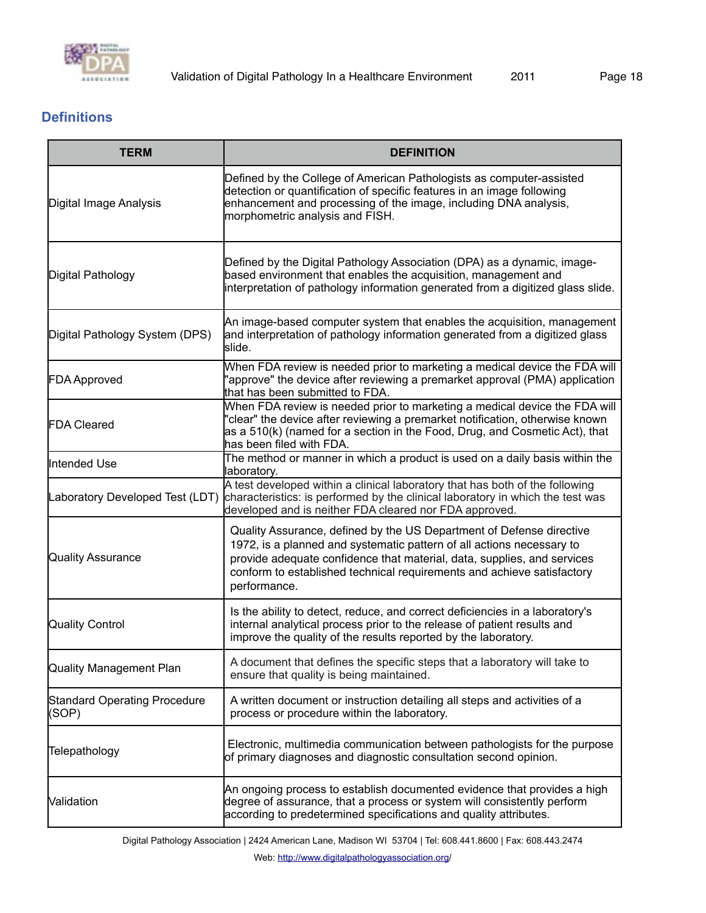## Definitions

| TERM | DEFINITION |
| --- | --- |
| Digital Image Analysis | Defined by the College of American Pathologists as computer-assisted detection or quantification of specific features in an image following enhancement and processing of the image, including DNA analysis, morphometric analysis and FISH. |
| Digital Pathology | Defined by the Digital Pathology Association (DPA) as a dynamic, image-based environment that enables the acquisition, management and interpretation of pathology information generated from a digitized glass slide. |
| Digital Pathology System (DPS) | An image-based computer system that enables the acquisition, management and interpretation of pathology information generated from a digitized glass slide. |
| FDA Approved | When FDA review is needed prior to marketing a medical device the FDA will "approve" the device after reviewing a premarket approval (PMA) application that has been submitted to FDA. |
| FDA Cleared | When FDA review is needed prior to marketing a medical device the FDA will "clear" the device after reviewing a premarket notification, otherwise known as a 510(k) (named for a section in the Food, Drug, and Cosmetic Act), that has been filed with FDA. |
| Intended Use | The method or manner in which a product is used on a daily basis within the laboratory. |
| Laboratory Developed Test (LDT) | A test developed within a clinical laboratory that has both of the following characteristics: is performed by the clinical laboratory in which the test was developed and is neither FDA cleared nor FDA approved. |
| Quality Assurance | Quality Assurance, defined by the US Department of Defense directive 1972, is a planned and systematic pattern of all actions necessary to provide adequate confidence that material, data, supplies, and services conform to established technical requirements and achieve satisfactory performance. |
| Quality Control | Is the ability to detect, reduce, and correct deficiencies in a laboratory's internal analytical process prior to the release of patient results and improve the quality of the results reported by the laboratory. |
| Quality Management Plan | A document that defines the specific steps that a laboratory will take to ensure that quality is being maintained. |
| Standard Operating Procedure (SOP) | A written document or instruction detailing all steps and activities of a process or procedure within the laboratory. |
| Telepathology | Electronic, multimedia communication between pathologists for the purpose of primary diagnoses and diagnostic consultation second opinion. |
| Validation | An ongoing process to establish documented evidence that provides a high degree of assurance, that a process or system will consistently perform according to predetermined specifications and quality attributes. |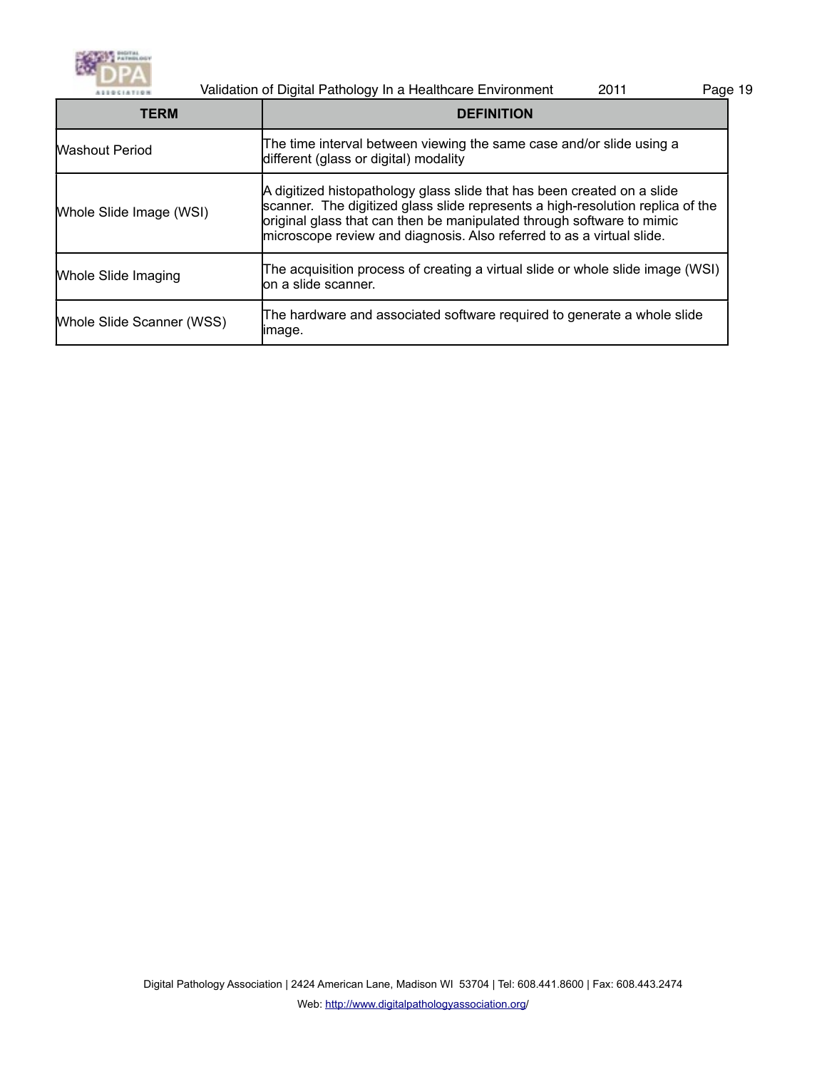| TERM | DEFINITION |
| --- | --- |
| Washout Period | The time interval between viewing the same case and/or slide using a different (glass or digital) modality |
| Whole Slide Image (WSI) | A digitized histopathology glass slide that has been created on a slide scanner. The digitized glass slide represents a high-resolution replica of the original glass that can then be manipulated through software to mimic microscope review and diagnosis. Also referred to as a virtual slide. |
| Whole Slide Imaging | The acquisition process of creating a virtual slide or whole slide image (WSI) on a slide scanner. |
| Whole Slide Scanner (WSS) | The hardware and associated software required to generate a whole slide image. |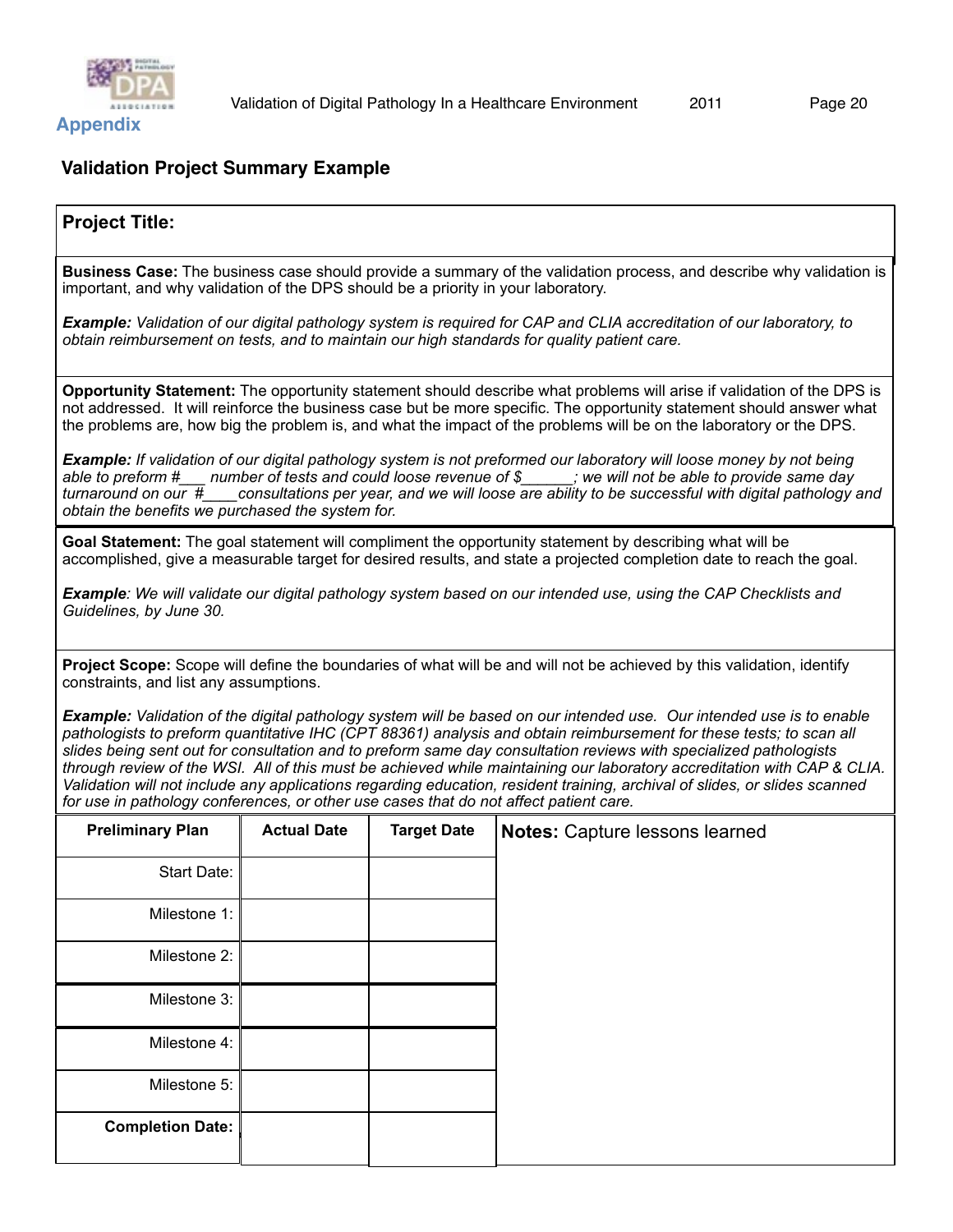## Appendix

### Validation Project Summary Example

**Project Title:**

**Business Case:** The business case should provide a summary of the validation process, and describe why validation is important, and why validation of the DPS should be a priority in your laboratory.

***Example:*** *Validation of our digital pathology system is required for CAP and CLIA accreditation of our laboratory, to obtain reimbursement on tests, and to maintain our high standards for quality patient care.*

**Opportunity Statement:** The opportunity statement should describe what problems will arise if validation of the DPS is not addressed. It will reinforce the business case but be more specific. The opportunity statement should answer what the problems are, how big the problem is, and what the impact of the problems will be on the laboratory or the DPS.

***Example:*** *If validation of our digital pathology system is not preformed our laboratory will loose money by not being able to preform #___ number of tests and could loose revenue of $______; we will not be able to provide same day turnaround on our #____consultations per year, and we will loose are ability to be successful with digital pathology and obtain the benefits we purchased the system for.*

**Goal Statement:** The goal statement will compliment the opportunity statement by describing what will be accomplished, give a measurable target for desired results, and state a projected completion date to reach the goal.

***Example****: We will validate our digital pathology system based on our intended use, using the CAP Checklists and Guidelines, by June 30.*

**Project Scope:** Scope will define the boundaries of what will be and will not be achieved by this validation, identify constraints, and list any assumptions.

***Example:*** *Validation of the digital pathology system will be based on our intended use. Our intended use is to enable pathologists to preform quantitative IHC (CPT 88361) analysis and obtain reimbursement for these tests; to scan all slides being sent out for consultation and to preform same day consultation reviews with specialized pathologists through review of the WSI. All of this must be achieved while maintaining our laboratory accreditation with CAP & CLIA. Validation will not include any applications regarding education, resident training, archival of slides, or slides scanned for use in pathology conferences, or other use cases that do not affect patient care.*

| Preliminary Plan | Actual Date | Target Date | **Notes:** Capture lessons learned |
|---|---|---|---|
| Start Date: | | | |
| Milestone 1: | | | |
| Milestone 2: | | | |
| Milestone 3: | | | |
| Milestone 4: | | | |
| Milestone 5: | | | |
| **Completion Date:** | | | |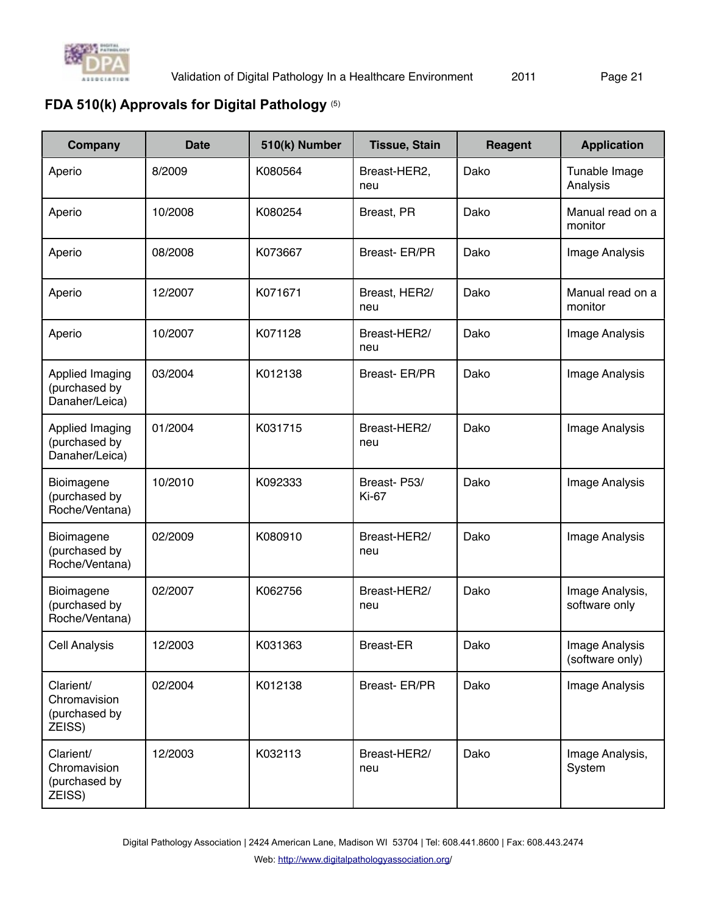## FDA 510(k) Approvals for Digital Pathology [5]

| Company | Date | 510(k) Number | Tissue, Stain | Reagent | Application |
|---|---|---|---|---|---|
| Aperio | 8/2009 | K080564 | Breast-HER2, neu | Dako | Tunable Image Analysis |
| Aperio | 10/2008 | K080254 | Breast, PR | Dako | Manual read on a monitor |
| Aperio | 08/2008 | K073667 | Breast- ER/PR | Dako | Image Analysis |
| Aperio | 12/2007 | K071671 | Breast, HER2/ neu | Dako | Manual read on a monitor |
| Aperio | 10/2007 | K071128 | Breast-HER2/ neu | Dako | Image Analysis |
| Applied Imaging (purchased by Danaher/Leica) | 03/2004 | K012138 | Breast- ER/PR | Dako | Image Analysis |
| Applied Imaging (purchased by Danaher/Leica) | 01/2004 | K031715 | Breast-HER2/ neu | Dako | Image Analysis |
| Bioimagene (purchased by Roche/Ventana) | 10/2010 | K092333 | Breast- P53/ Ki-67 | Dako | Image Analysis |
| Bioimagene (purchased by Roche/Ventana) | 02/2009 | K080910 | Breast-HER2/ neu | Dako | Image Analysis |
| Bioimagene (purchased by Roche/Ventana) | 02/2007 | K062756 | Breast-HER2/ neu | Dako | Image Analysis, software only |
| Cell Analysis | 12/2003 | K031363 | Breast-ER | Dako | Image Analysis (software only) |
| Clarient/ Chromavision (purchased by ZEISS) | 02/2004 | K012138 | Breast- ER/PR | Dako | Image Analysis |
| Clarient/ Chromavision (purchased by ZEISS) | 12/2003 | K032113 | Breast-HER2/ neu | Dako | Image Analysis, System |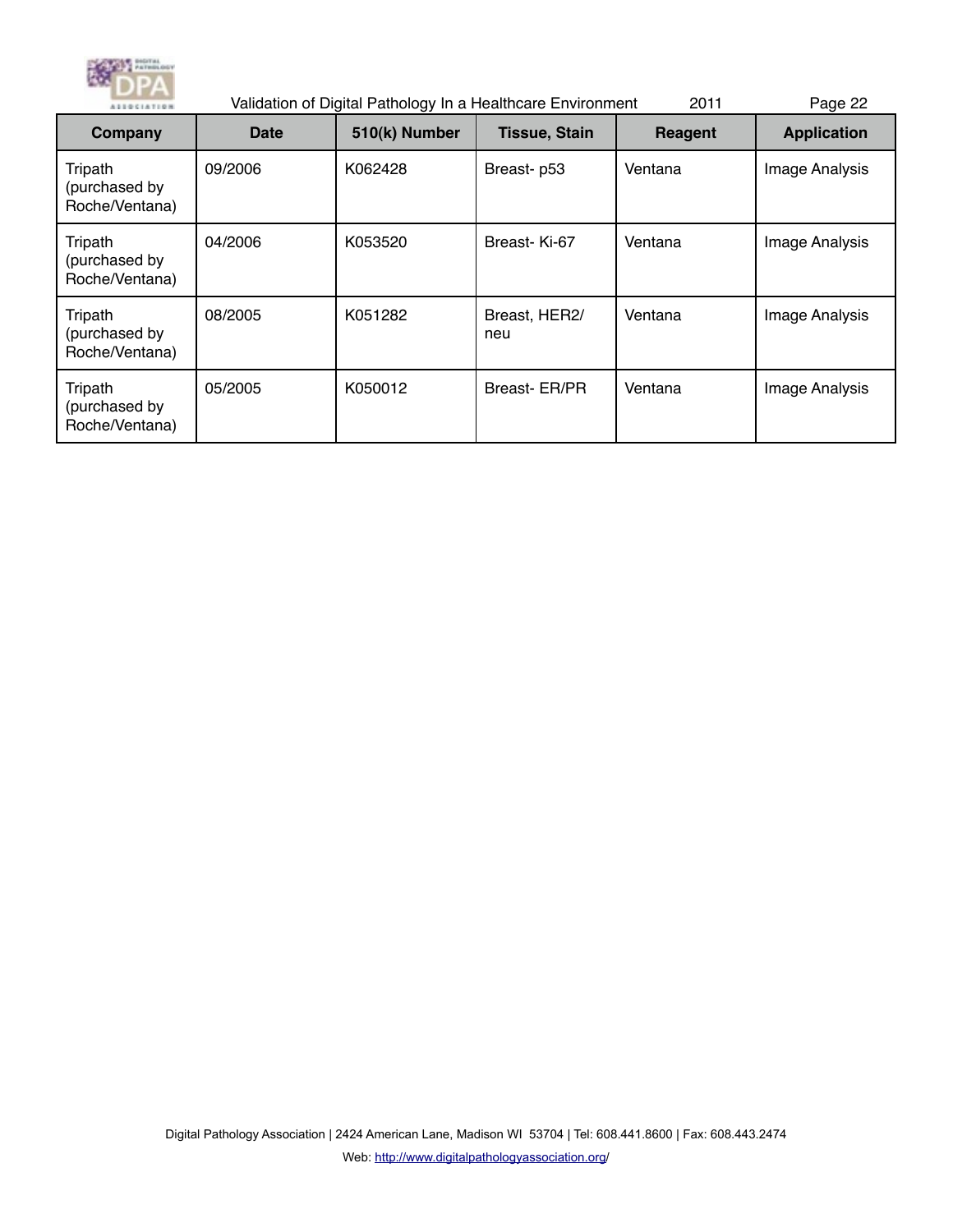| Company | Date | 510(k) Number | Tissue, Stain | Reagent | Application |
|---|---|---|---|---|---|
| Tripath (purchased by Roche/Ventana) | 09/2006 | K062428 | Breast- p53 | Ventana | Image Analysis |
| Tripath (purchased by Roche/Ventana) | 04/2006 | K053520 | Breast- Ki-67 | Ventana | Image Analysis |
| Tripath (purchased by Roche/Ventana) | 08/2005 | K051282 | Breast, HER2/neu | Ventana | Image Analysis |
| Tripath (purchased by Roche/Ventana) | 05/2005 | K050012 | Breast- ER/PR | Ventana | Image Analysis |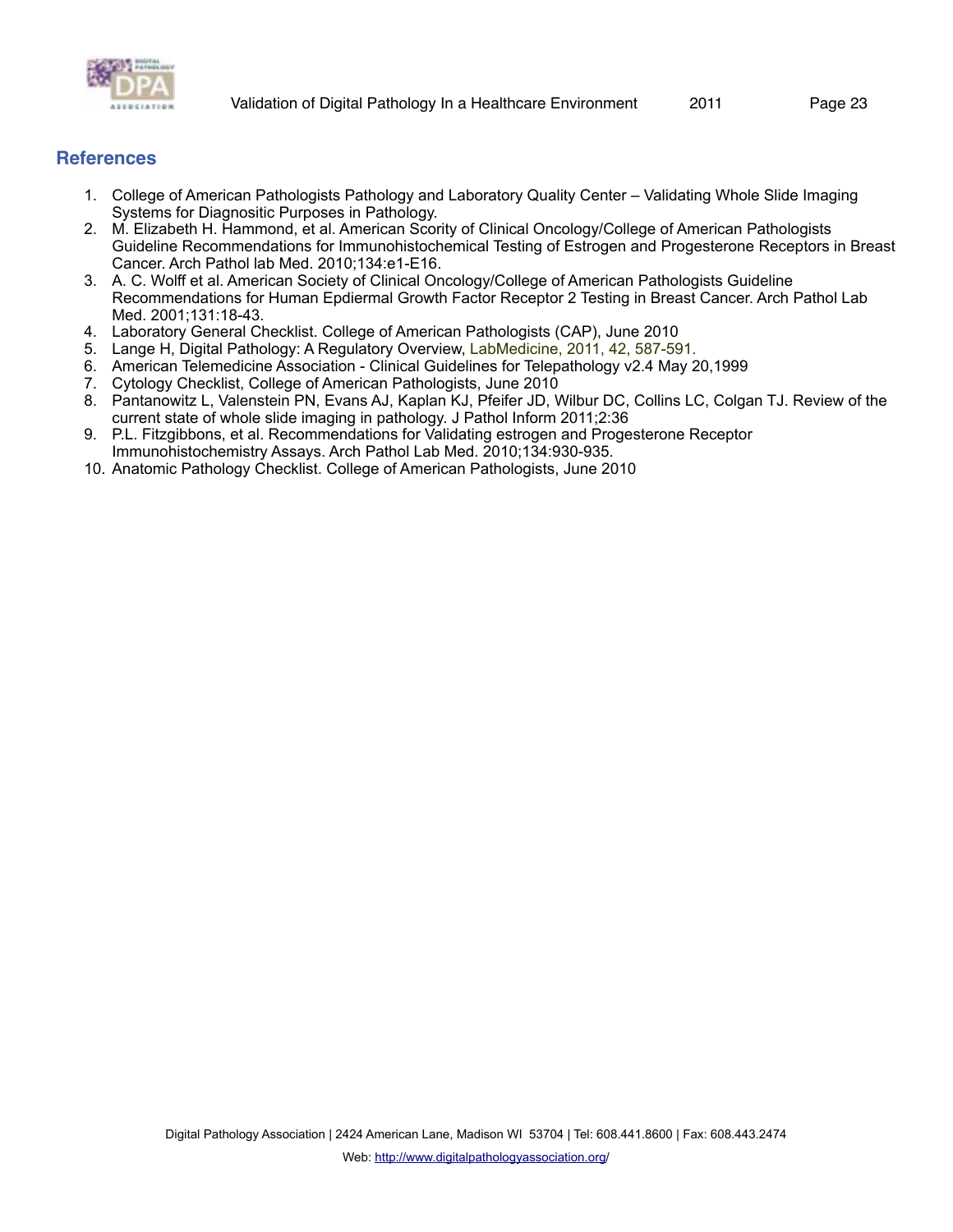## References

1. College of American Pathologists Pathology and Laboratory Quality Center – Validating Whole Slide Imaging Systems for Diagnositic Purposes in Pathology.
2. M. Elizabeth H. Hammond, et al. American Scority of Clinical Oncology/College of American Pathologists Guideline Recommendations for Immunohistochemical Testing of Estrogen and Progesterone Receptors in Breast Cancer. Arch Pathol lab Med. 2010;134:e1-E16.
3. A. C. Wolff et al. American Society of Clinical Oncology/College of American Pathologists Guideline Recommendations for Human Epdiermal Growth Factor Receptor 2 Testing in Breast Cancer. Arch Pathol Lab Med. 2001;131:18-43.
4. Laboratory General Checklist. College of American Pathologists (CAP), June 2010
5. Lange H, Digital Pathology: A Regulatory Overview, LabMedicine, 2011, 42, 587-591.
6. American Telemedicine Association - Clinical Guidelines for Telepathology v2.4 May 20,1999
7. Cytology Checklist, College of American Pathologists, June 2010
8. Pantanowitz L, Valenstein PN, Evans AJ, Kaplan KJ, Pfeifer JD, Wilbur DC, Collins LC, Colgan TJ. Review of the current state of whole slide imaging in pathology. J Pathol Inform 2011;2:36
9. P.L. Fitzgibbons, et al. Recommendations for Validating estrogen and Progesterone Receptor Immunohistochemistry Assays. Arch Pathol Lab Med. 2010;134:930-935.
10. Anatomic Pathology Checklist. College of American Pathologists, June 2010